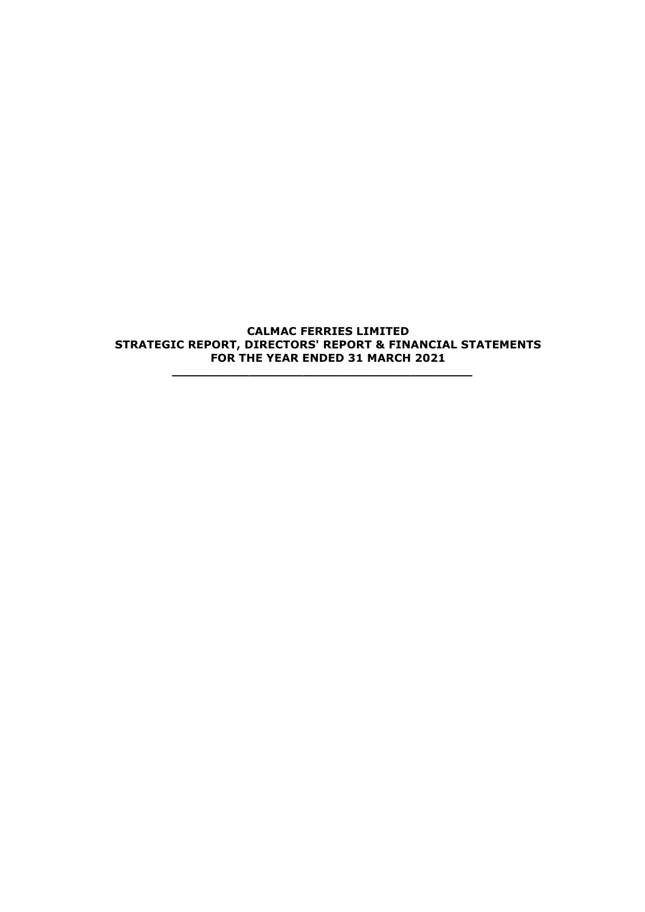# CALMAC FERRIES LIMITED
# STRATEGIC REPORT, DIRECTORS' REPORT & FINANCIAL STATEMENTS
# FOR THE YEAR ENDED 31 MARCH 2021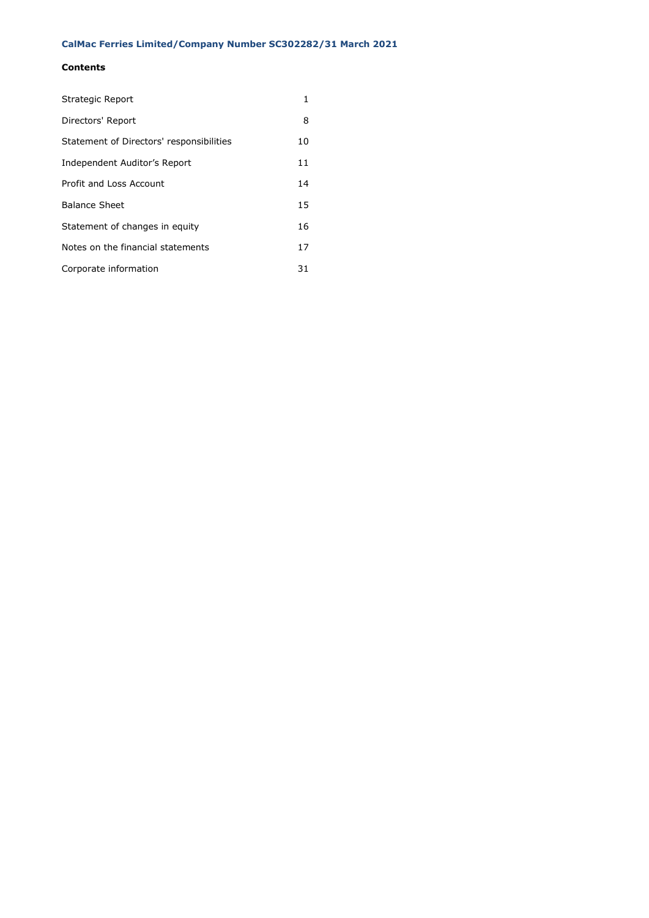**CalMac Ferries Limited/Company Number SC302282/31 March 2021**

## Contents

| | |
|---|---|
| Strategic Report | 1 |
| Directors' Report | 8 |
| Statement of Directors' responsibilities | 10 |
| Independent Auditor's Report | 11 |
| Profit and Loss Account | 14 |
| Balance Sheet | 15 |
| Statement of changes in equity | 16 |
| Notes on the financial statements | 17 |
| Corporate information | 31 |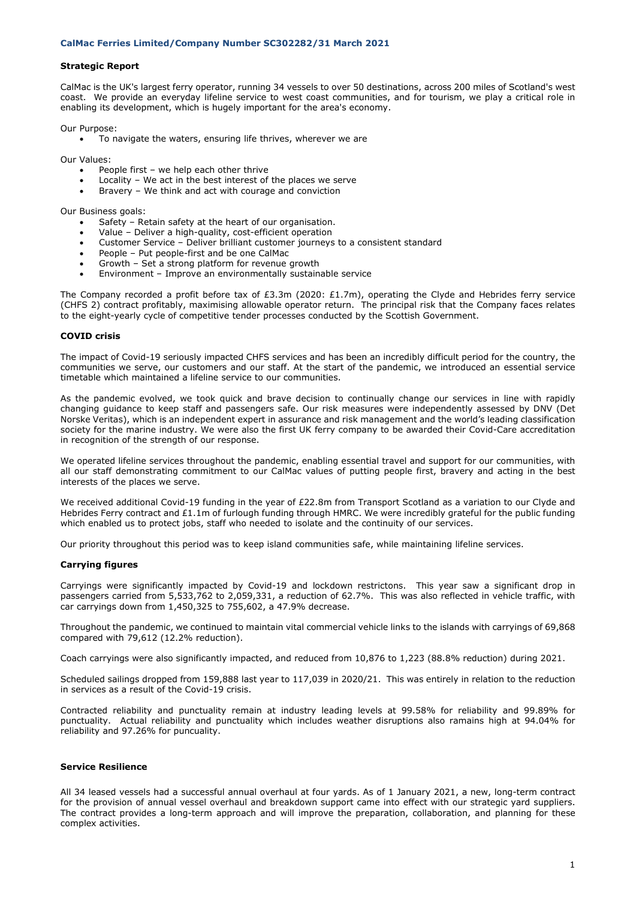### Strategic Report

CalMac is the UK's largest ferry operator, running 34 vessels to over 50 destinations, across 200 miles of Scotland's west coast. We provide an everyday lifeline service to west coast communities, and for tourism, we play a critical role in enabling its development, which is hugely important for the area's economy.

Our Purpose:

- To navigate the waters, ensuring life thrives, wherever we are

Our Values:

- People first – we help each other thrive
- Locality – We act in the best interest of the places we serve
- Bravery – We think and act with courage and conviction

Our Business goals:

- Safety – Retain safety at the heart of our organisation.
- Value – Deliver a high-quality, cost-efficient operation
- Customer Service – Deliver brilliant customer journeys to a consistent standard
- People – Put people-first and be one CalMac
- Growth – Set a strong platform for revenue growth
- Environment – Improve an environmentally sustainable service

The Company recorded a profit before tax of £3.3m (2020: £1.7m), operating the Clyde and Hebrides ferry service (CHFS 2) contract profitably, maximising allowable operator return. The principal risk that the Company faces relates to the eight-yearly cycle of competitive tender processes conducted by the Scottish Government.

### COVID crisis

The impact of Covid-19 seriously impacted CHFS services and has been an incredibly difficult period for the country, the communities we serve, our customers and our staff. At the start of the pandemic, we introduced an essential service timetable which maintained a lifeline service to our communities.

As the pandemic evolved, we took quick and brave decision to continually change our services in line with rapidly changing guidance to keep staff and passengers safe. Our risk measures were independently assessed by DNV (Det Norske Veritas), which is an independent expert in assurance and risk management and the world's leading classification society for the marine industry. We were also the first UK ferry company to be awarded their Covid-Care accreditation in recognition of the strength of our response.

We operated lifeline services throughout the pandemic, enabling essential travel and support for our communities, with all our staff demonstrating commitment to our CalMac values of putting people first, bravery and acting in the best interests of the places we serve.

We received additional Covid-19 funding in the year of £22.8m from Transport Scotland as a variation to our Clyde and Hebrides Ferry contract and £1.1m of furlough funding through HMRC. We were incredibly grateful for the public funding which enabled us to protect jobs, staff who needed to isolate and the continuity of our services.

Our priority throughout this period was to keep island communities safe, while maintaining lifeline services.

### Carrying figures

Carryings were significantly impacted by Covid-19 and lockdown restrictons. This year saw a significant drop in passengers carried from 5,533,762 to 2,059,331, a reduction of 62.7%. This was also reflected in vehicle traffic, with car carryings down from 1,450,325 to 755,602, a 47.9% decrease.

Throughout the pandemic, we continued to maintain vital commercial vehicle links to the islands with carryings of 69,868 compared with 79,612 (12.2% reduction).

Coach carryings were also significantly impacted, and reduced from 10,876 to 1,223 (88.8% reduction) during 2021.

Scheduled sailings dropped from 159,888 last year to 117,039 in 2020/21. This was entirely in relation to the reduction in services as a result of the Covid-19 crisis.

Contracted reliability and punctuality remain at industry leading levels at 99.58% for reliability and 99.89% for punctuality. Actual reliability and punctuality which includes weather disruptions also ramains high at 94.04% for reliability and 97.26% for puncuality.

### Service Resilience

All 34 leased vessels had a successful annual overhaul at four yards. As of 1 January 2021, a new, long-term contract for the provision of annual vessel overhaul and breakdown support came into effect with our strategic yard suppliers. The contract provides a long-term approach and will improve the preparation, collaboration, and planning for these complex activities.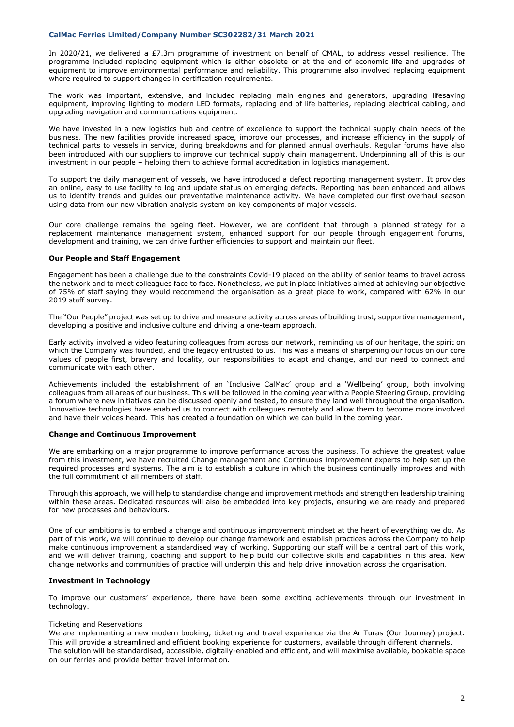In 2020/21, we delivered a £7.3m programme of investment on behalf of CMAL, to address vessel resilience. The programme included replacing equipment which is either obsolete or at the end of economic life and upgrades of equipment to improve environmental performance and reliability. This programme also involved replacing equipment where required to support changes in certification requirements.

The work was important, extensive, and included replacing main engines and generators, upgrading lifesaving equipment, improving lighting to modern LED formats, replacing end of life batteries, replacing electrical cabling, and upgrading navigation and communications equipment.

We have invested in a new logistics hub and centre of excellence to support the technical supply chain needs of the business. The new facilities provide increased space, improve our processes, and increase efficiency in the supply of technical parts to vessels in service, during breakdowns and for planned annual overhauls. Regular forums have also been introduced with our suppliers to improve our technical supply chain management. Underpinning all of this is our investment in our people – helping them to achieve formal accreditation in logistics management.

To support the daily management of vessels, we have introduced a defect reporting management system. It provides an online, easy to use facility to log and update status on emerging defects. Reporting has been enhanced and allows us to identify trends and guides our preventative maintenance activity. We have completed our first overhaul season using data from our new vibration analysis system on key components of major vessels.

Our core challenge remains the ageing fleet. However, we are confident that through a planned strategy for a replacement maintenance management system, enhanced support for our people through engagement forums, development and training, we can drive further efficiencies to support and maintain our fleet.

**Our People and Staff Engagement**

Engagement has been a challenge due to the constraints Covid-19 placed on the ability of senior teams to travel across the network and to meet colleagues face to face. Nonetheless, we put in place initiatives aimed at achieving our objective of 75% of staff saying they would recommend the organisation as a great place to work, compared with 62% in our 2019 staff survey.

The "Our People" project was set up to drive and measure activity across areas of building trust, supportive management, developing a positive and inclusive culture and driving a one-team approach.

Early activity involved a video featuring colleagues from across our network, reminding us of our heritage, the spirit on which the Company was founded, and the legacy entrusted to us. This was a means of sharpening our focus on our core values of people first, bravery and locality, our responsibilities to adapt and change, and our need to connect and communicate with each other.

Achievements included the establishment of an 'Inclusive CalMac' group and a 'Wellbeing' group, both involving colleagues from all areas of our business. This will be followed in the coming year with a People Steering Group, providing a forum where new initiatives can be discussed openly and tested, to ensure they land well throughout the organisation. Innovative technologies have enabled us to connect with colleagues remotely and allow them to become more involved and have their voices heard. This has created a foundation on which we can build in the coming year.

**Change and Continuous Improvement**

We are embarking on a major programme to improve performance across the business. To achieve the greatest value from this investment, we have recruited Change management and Continuous Improvement experts to help set up the required processes and systems. The aim is to establish a culture in which the business continually improves and with the full commitment of all members of staff.

Through this approach, we will help to standardise change and improvement methods and strengthen leadership training within these areas. Dedicated resources will also be embedded into key projects, ensuring we are ready and prepared for new processes and behaviours.

One of our ambitions is to embed a change and continuous improvement mindset at the heart of everything we do. As part of this work, we will continue to develop our change framework and establish practices across the Company to help make continuous improvement a standardised way of working. Supporting our staff will be a central part of this work, and we will deliver training, coaching and support to help build our collective skills and capabilities in this area. New change networks and communities of practice will underpin this and help drive innovation across the organisation.

**Investment in Technology**

To improve our customers' experience, there have been some exciting achievements through our investment in technology.

Ticketing and Reservations

We are implementing a new modern booking, ticketing and travel experience via the Ar Turas (Our Journey) project. This will provide a streamlined and efficient booking experience for customers, available through different channels. The solution will be standardised, accessible, digitally-enabled and efficient, and will maximise available, bookable space on our ferries and provide better travel information.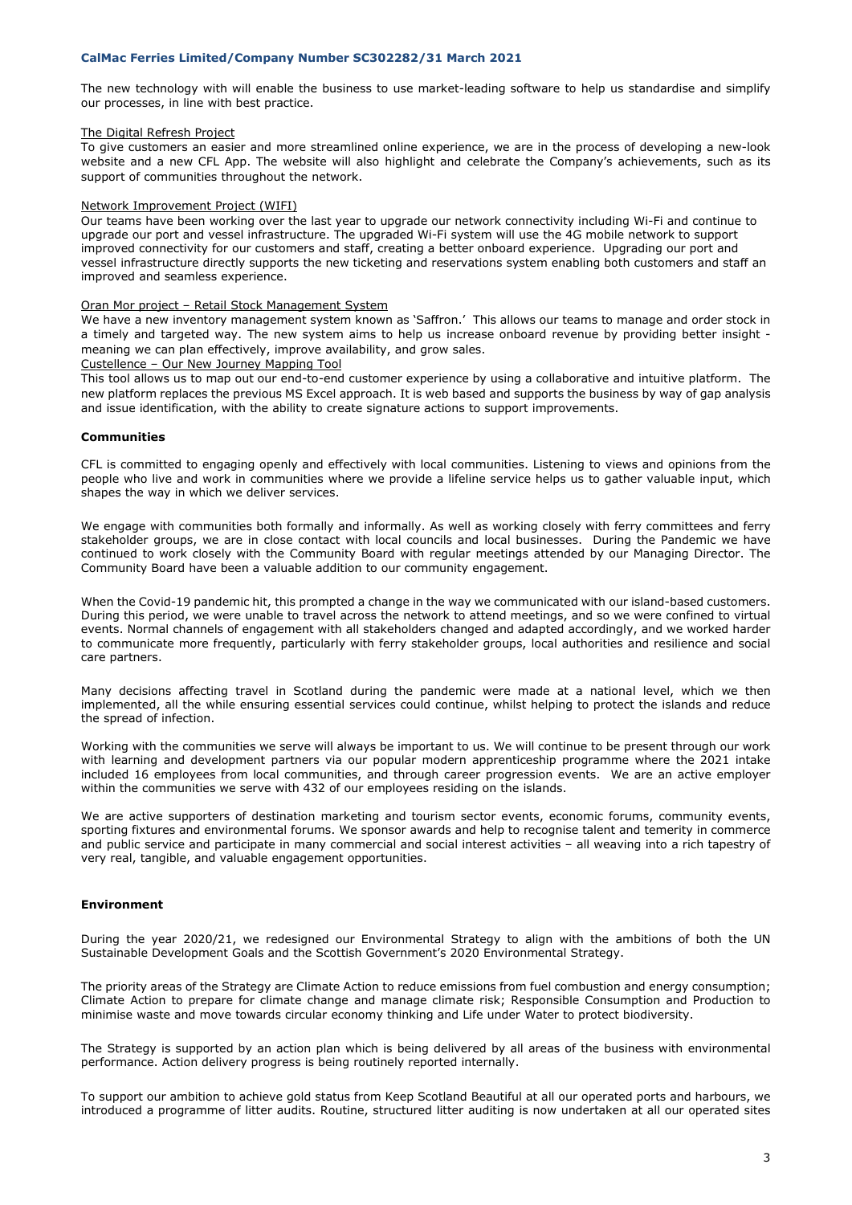The new technology with will enable the business to use market-leading software to help us standardise and simplify our processes, in line with best practice.

The Digital Refresh Project

To give customers an easier and more streamlined online experience, we are in the process of developing a new-look website and a new CFL App. The website will also highlight and celebrate the Company's achievements, such as its support of communities throughout the network.

Network Improvement Project (WIFI)

Our teams have been working over the last year to upgrade our network connectivity including Wi-Fi and continue to upgrade our port and vessel infrastructure. The upgraded Wi-Fi system will use the 4G mobile network to support improved connectivity for our customers and staff, creating a better onboard experience. Upgrading our port and vessel infrastructure directly supports the new ticketing and reservations system enabling both customers and staff an improved and seamless experience.

Oran Mor project – Retail Stock Management System

We have a new inventory management system known as 'Saffron.' This allows our teams to manage and order stock in a timely and targeted way. The new system aims to help us increase onboard revenue by providing better insight - meaning we can plan effectively, improve availability, and grow sales.

Custellence – Our New Journey Mapping Tool

This tool allows us to map out our end-to-end customer experience by using a collaborative and intuitive platform. The new platform replaces the previous MS Excel approach. It is web based and supports the business by way of gap analysis and issue identification, with the ability to create signature actions to support improvements.

**Communities**

CFL is committed to engaging openly and effectively with local communities. Listening to views and opinions from the people who live and work in communities where we provide a lifeline service helps us to gather valuable input, which shapes the way in which we deliver services.

We engage with communities both formally and informally. As well as working closely with ferry committees and ferry stakeholder groups, we are in close contact with local councils and local businesses. During the Pandemic we have continued to work closely with the Community Board with regular meetings attended by our Managing Director. The Community Board have been a valuable addition to our community engagement.

When the Covid-19 pandemic hit, this prompted a change in the way we communicated with our island-based customers. During this period, we were unable to travel across the network to attend meetings, and so we were confined to virtual events. Normal channels of engagement with all stakeholders changed and adapted accordingly, and we worked harder to communicate more frequently, particularly with ferry stakeholder groups, local authorities and resilience and social care partners.

Many decisions affecting travel in Scotland during the pandemic were made at a national level, which we then implemented, all the while ensuring essential services could continue, whilst helping to protect the islands and reduce the spread of infection.

Working with the communities we serve will always be important to us. We will continue to be present through our work with learning and development partners via our popular modern apprenticeship programme where the 2021 intake included 16 employees from local communities, and through career progression events. We are an active employer within the communities we serve with 432 of our employees residing on the islands.

We are active supporters of destination marketing and tourism sector events, economic forums, community events, sporting fixtures and environmental forums. We sponsor awards and help to recognise talent and temerity in commerce and public service and participate in many commercial and social interest activities – all weaving into a rich tapestry of very real, tangible, and valuable engagement opportunities.

**Environment**

During the year 2020/21, we redesigned our Environmental Strategy to align with the ambitions of both the UN Sustainable Development Goals and the Scottish Government's 2020 Environmental Strategy.

The priority areas of the Strategy are Climate Action to reduce emissions from fuel combustion and energy consumption; Climate Action to prepare for climate change and manage climate risk; Responsible Consumption and Production to minimise waste and move towards circular economy thinking and Life under Water to protect biodiversity.

The Strategy is supported by an action plan which is being delivered by all areas of the business with environmental performance. Action delivery progress is being routinely reported internally.

To support our ambition to achieve gold status from Keep Scotland Beautiful at all our operated ports and harbours, we introduced a programme of litter audits. Routine, structured litter auditing is now undertaken at all our operated sites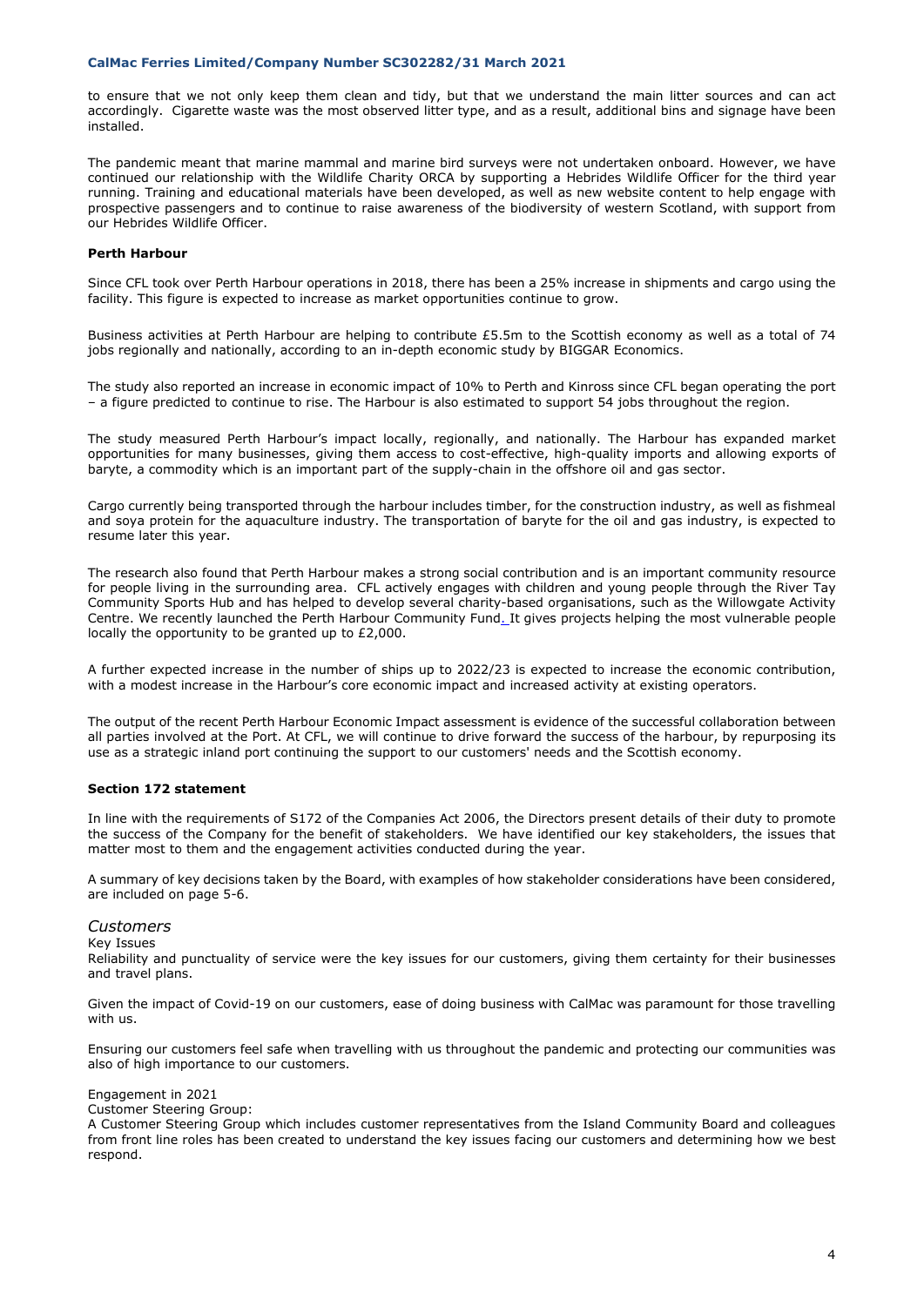to ensure that we not only keep them clean and tidy, but that we understand the main litter sources and can act accordingly. Cigarette waste was the most observed litter type, and as a result, additional bins and signage have been installed.

The pandemic meant that marine mammal and marine bird surveys were not undertaken onboard. However, we have continued our relationship with the Wildlife Charity ORCA by supporting a Hebrides Wildlife Officer for the third year running. Training and educational materials have been developed, as well as new website content to help engage with prospective passengers and to continue to raise awareness of the biodiversity of western Scotland, with support from our Hebrides Wildlife Officer.

**Perth Harbour**

Since CFL took over Perth Harbour operations in 2018, there has been a 25% increase in shipments and cargo using the facility. This figure is expected to increase as market opportunities continue to grow.

Business activities at Perth Harbour are helping to contribute £5.5m to the Scottish economy as well as a total of 74 jobs regionally and nationally, according to an in-depth economic study by BIGGAR Economics.

The study also reported an increase in economic impact of 10% to Perth and Kinross since CFL began operating the port – a figure predicted to continue to rise. The Harbour is also estimated to support 54 jobs throughout the region.

The study measured Perth Harbour's impact locally, regionally, and nationally. The Harbour has expanded market opportunities for many businesses, giving them access to cost-effective, high-quality imports and allowing exports of baryte, a commodity which is an important part of the supply-chain in the offshore oil and gas sector.

Cargo currently being transported through the harbour includes timber, for the construction industry, as well as fishmeal and soya protein for the aquaculture industry. The transportation of baryte for the oil and gas industry, is expected to resume later this year.

The research also found that Perth Harbour makes a strong social contribution and is an important community resource for people living in the surrounding area. CFL actively engages with children and young people through the River Tay Community Sports Hub and has helped to develop several charity-based organisations, such as the Willowgate Activity Centre. We recently launched the Perth Harbour Community Fund. It gives projects helping the most vulnerable people locally the opportunity to be granted up to £2,000.

A further expected increase in the number of ships up to 2022/23 is expected to increase the economic contribution, with a modest increase in the Harbour's core economic impact and increased activity at existing operators.

The output of the recent Perth Harbour Economic Impact assessment is evidence of the successful collaboration between all parties involved at the Port. At CFL, we will continue to drive forward the success of the harbour, by repurposing its use as a strategic inland port continuing the support to our customers' needs and the Scottish economy.

**Section 172 statement**

In line with the requirements of S172 of the Companies Act 2006, the Directors present details of their duty to promote the success of the Company for the benefit of stakeholders. We have identified our key stakeholders, the issues that matter most to them and the engagement activities conducted during the year.

A summary of key decisions taken by the Board, with examples of how stakeholder considerations have been considered, are included on page 5-6.

*Customers*

Key Issues

Reliability and punctuality of service were the key issues for our customers, giving them certainty for their businesses and travel plans.

Given the impact of Covid-19 on our customers, ease of doing business with CalMac was paramount for those travelling with us.

Ensuring our customers feel safe when travelling with us throughout the pandemic and protecting our communities was also of high importance to our customers.

Engagement in 2021

Customer Steering Group:

A Customer Steering Group which includes customer representatives from the Island Community Board and colleagues from front line roles has been created to understand the key issues facing our customers and determining how we best respond.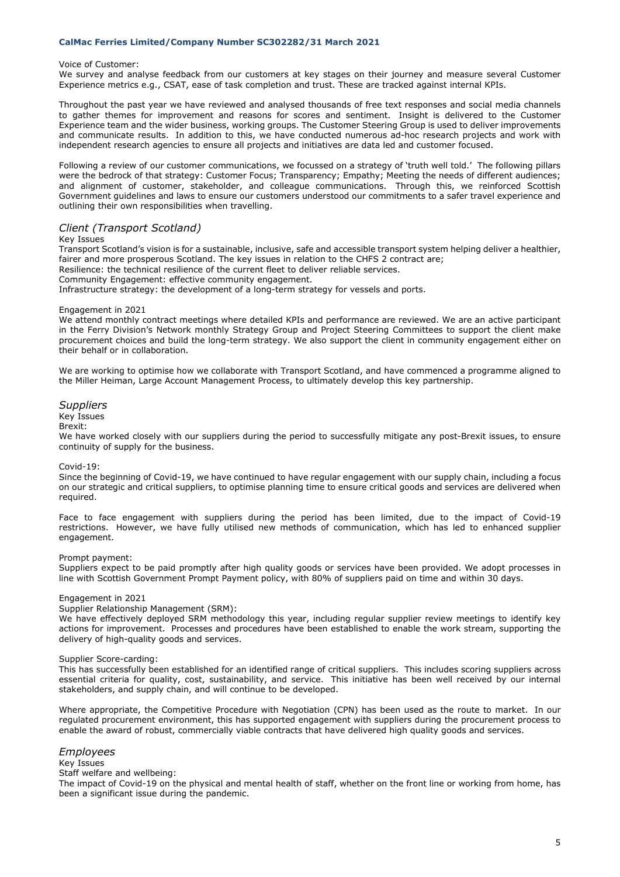Voice of Customer:
We survey and analyse feedback from our customers at key stages on their journey and measure several Customer Experience metrics e.g., CSAT, ease of task completion and trust. These are tracked against internal KPIs.

Throughout the past year we have reviewed and analysed thousands of free text responses and social media channels to gather themes for improvement and reasons for scores and sentiment. Insight is delivered to the Customer Experience team and the wider business, working groups. The Customer Steering Group is used to deliver improvements and communicate results. In addition to this, we have conducted numerous ad-hoc research projects and work with independent research agencies to ensure all projects and initiatives are data led and customer focused.

Following a review of our customer communications, we focussed on a strategy of 'truth well told.' The following pillars were the bedrock of that strategy: Customer Focus; Transparency; Empathy; Meeting the needs of different audiences; and alignment of customer, stakeholder, and colleague communications. Through this, we reinforced Scottish Government guidelines and laws to ensure our customers understood our commitments to a safer travel experience and outlining their own responsibilities when travelling.

## *Client (Transport Scotland)*

Key Issues
Transport Scotland's vision is for a sustainable, inclusive, safe and accessible transport system helping deliver a healthier, fairer and more prosperous Scotland. The key issues in relation to the CHFS 2 contract are;
Resilience: the technical resilience of the current fleet to deliver reliable services.
Community Engagement: effective community engagement.
Infrastructure strategy: the development of a long-term strategy for vessels and ports.

Engagement in 2021
We attend monthly contract meetings where detailed KPIs and performance are reviewed. We are an active participant in the Ferry Division's Network monthly Strategy Group and Project Steering Committees to support the client make procurement choices and build the long-term strategy. We also support the client in community engagement either on their behalf or in collaboration.

We are working to optimise how we collaborate with Transport Scotland, and have commenced a programme aligned to the Miller Heiman, Large Account Management Process, to ultimately develop this key partnership.

## *Suppliers*

Key Issues
Brexit:
We have worked closely with our suppliers during the period to successfully mitigate any post-Brexit issues, to ensure continuity of supply for the business.

Covid-19:
Since the beginning of Covid-19, we have continued to have regular engagement with our supply chain, including a focus on our strategic and critical suppliers, to optimise planning time to ensure critical goods and services are delivered when required.

Face to face engagement with suppliers during the period has been limited, due to the impact of Covid-19 restrictions. However, we have fully utilised new methods of communication, which has led to enhanced supplier engagement.

Prompt payment:
Suppliers expect to be paid promptly after high quality goods or services have been provided. We adopt processes in line with Scottish Government Prompt Payment policy, with 80% of suppliers paid on time and within 30 days.

Engagement in 2021
Supplier Relationship Management (SRM):
We have effectively deployed SRM methodology this year, including regular supplier review meetings to identify key actions for improvement. Processes and procedures have been established to enable the work stream, supporting the delivery of high-quality goods and services.

Supplier Score-carding:
This has successfully been established for an identified range of critical suppliers. This includes scoring suppliers across essential criteria for quality, cost, sustainability, and service. This initiative has been well received by our internal stakeholders, and supply chain, and will continue to be developed.

Where appropriate, the Competitive Procedure with Negotiation (CPN) has been used as the route to market. In our regulated procurement environment, this has supported engagement with suppliers during the procurement process to enable the award of robust, commercially viable contracts that have delivered high quality goods and services.

## *Employees*

Key Issues
Staff welfare and wellbeing:
The impact of Covid-19 on the physical and mental health of staff, whether on the front line or working from home, has been a significant issue during the pandemic.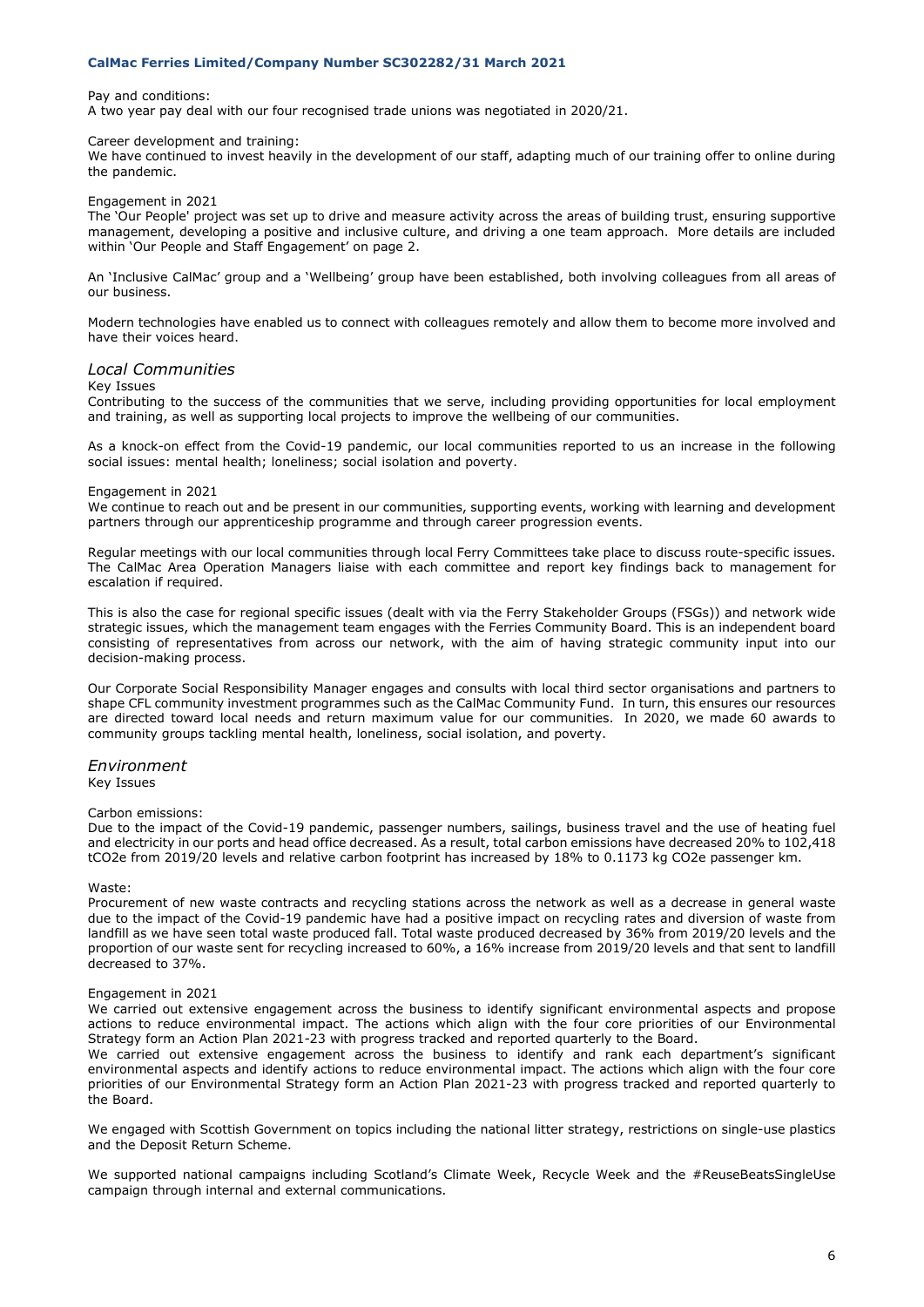Pay and conditions:
A two year pay deal with our four recognised trade unions was negotiated in 2020/21.

Career development and training:
We have continued to invest heavily in the development of our staff, adapting much of our training offer to online during the pandemic.

Engagement in 2021
The 'Our People' project was set up to drive and measure activity across the areas of building trust, ensuring supportive management, developing a positive and inclusive culture, and driving a one team approach. More details are included within 'Our People and Staff Engagement' on page 2.

An 'Inclusive CalMac' group and a 'Wellbeing' group have been established, both involving colleagues from all areas of our business.

Modern technologies have enabled us to connect with colleagues remotely and allow them to become more involved and have their voices heard.

### *Local Communities*

Key Issues
Contributing to the success of the communities that we serve, including providing opportunities for local employment and training, as well as supporting local projects to improve the wellbeing of our communities.

As a knock-on effect from the Covid-19 pandemic, our local communities reported to us an increase in the following social issues: mental health; loneliness; social isolation and poverty.

Engagement in 2021
We continue to reach out and be present in our communities, supporting events, working with learning and development partners through our apprenticeship programme and through career progression events.

Regular meetings with our local communities through local Ferry Committees take place to discuss route-specific issues. The CalMac Area Operation Managers liaise with each committee and report key findings back to management for escalation if required.

This is also the case for regional specific issues (dealt with via the Ferry Stakeholder Groups (FSGs)) and network wide strategic issues, which the management team engages with the Ferries Community Board. This is an independent board consisting of representatives from across our network, with the aim of having strategic community input into our decision-making process.

Our Corporate Social Responsibility Manager engages and consults with local third sector organisations and partners to shape CFL community investment programmes such as the CalMac Community Fund. In turn, this ensures our resources are directed toward local needs and return maximum value for our communities. In 2020, we made 60 awards to community groups tackling mental health, loneliness, social isolation, and poverty.

### *Environment*

Key Issues

Carbon emissions:
Due to the impact of the Covid-19 pandemic, passenger numbers, sailings, business travel and the use of heating fuel and electricity in our ports and head office decreased. As a result, total carbon emissions have decreased 20% to 102,418 $tCO_2e$ from 2019/20 levels and relative carbon footprint has increased by 18% to 0.1173 kg $CO_2e$ passenger km.

Waste:
Procurement of new waste contracts and recycling stations across the network as well as a decrease in general waste due to the impact of the Covid-19 pandemic have had a positive impact on recycling rates and diversion of waste from landfill as we have seen total waste produced fall. Total waste produced decreased by 36% from 2019/20 levels and the proportion of our waste sent for recycling increased to 60%, a 16% increase from 2019/20 levels and that sent to landfill decreased to 37%.

Engagement in 2021
We carried out extensive engagement across the business to identify significant environmental aspects and propose actions to reduce environmental impact. The actions which align with the four core priorities of our Environmental Strategy form an Action Plan 2021-23 with progress tracked and reported quarterly to the Board.
We carried out extensive engagement across the business to identify and rank each department's significant environmental aspects and identify actions to reduce environmental impact. The actions which align with the four core priorities of our Environmental Strategy form an Action Plan 2021-23 with progress tracked and reported quarterly to the Board.

We engaged with Scottish Government on topics including the national litter strategy, restrictions on single-use plastics and the Deposit Return Scheme.

We supported national campaigns including Scotland's Climate Week, Recycle Week and the #ReuseBeatsSingleUse campaign through internal and external communications.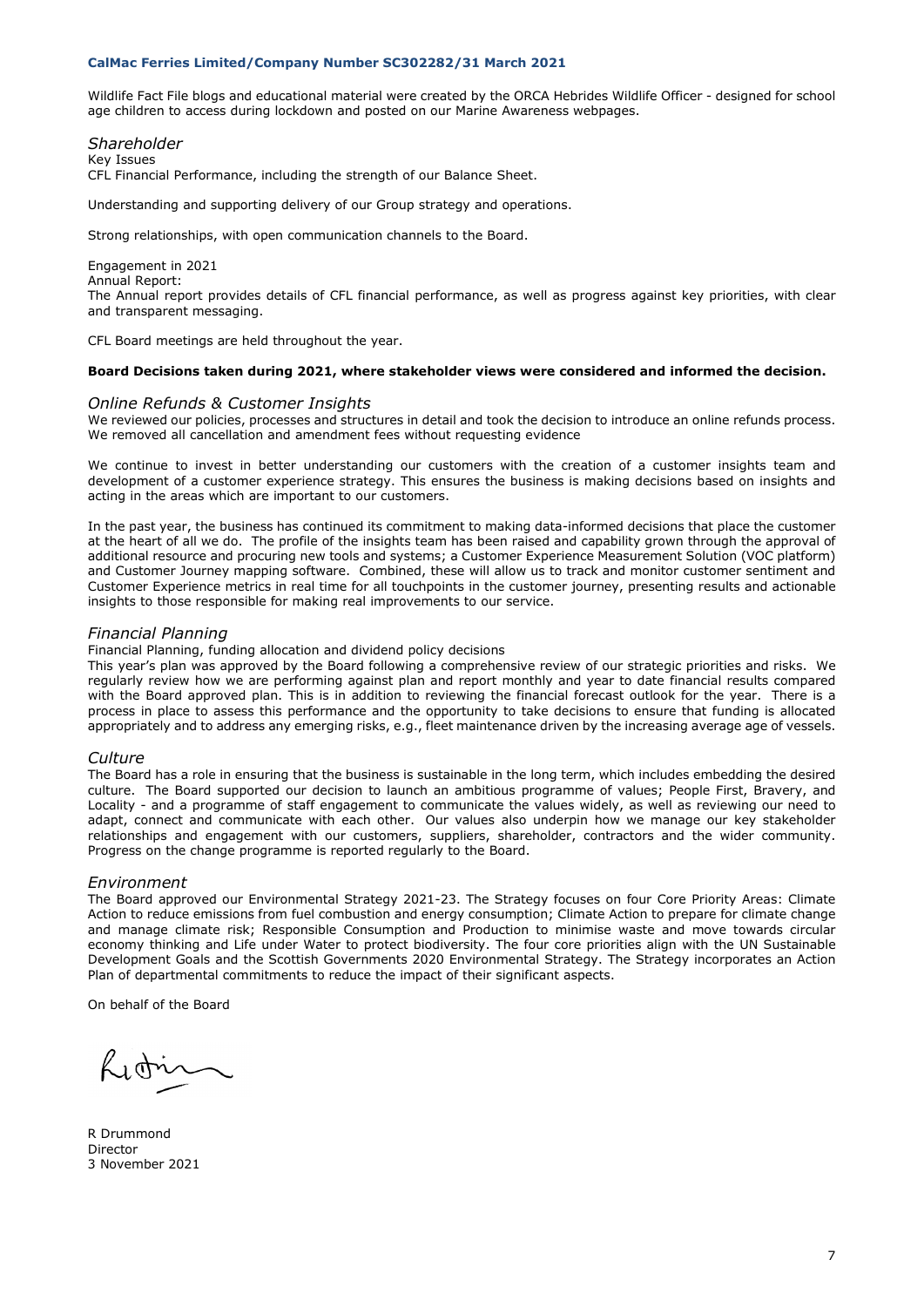Wildlife Fact File blogs and educational material were created by the ORCA Hebrides Wildlife Officer - designed for school age children to access during lockdown and posted on our Marine Awareness webpages.

*Shareholder*

Key Issues

CFL Financial Performance, including the strength of our Balance Sheet.

Understanding and supporting delivery of our Group strategy and operations.

Strong relationships, with open communication channels to the Board.

Engagement in 2021

Annual Report:

The Annual report provides details of CFL financial performance, as well as progress against key priorities, with clear and transparent messaging.

CFL Board meetings are held throughout the year.

**Board Decisions taken during 2021, where stakeholder views were considered and informed the decision.**

*Online Refunds & Customer Insights*

We reviewed our policies, processes and structures in detail and took the decision to introduce an online refunds process. We removed all cancellation and amendment fees without requesting evidence

We continue to invest in better understanding our customers with the creation of a customer insights team and development of a customer experience strategy. This ensures the business is making decisions based on insights and acting in the areas which are important to our customers.

In the past year, the business has continued its commitment to making data-informed decisions that place the customer at the heart of all we do. The profile of the insights team has been raised and capability grown through the approval of additional resource and procuring new tools and systems; a Customer Experience Measurement Solution (VOC platform) and Customer Journey mapping software. Combined, these will allow us to track and monitor customer sentiment and Customer Experience metrics in real time for all touchpoints in the customer journey, presenting results and actionable insights to those responsible for making real improvements to our service.

*Financial Planning*

Financial Planning, funding allocation and dividend policy decisions

This year's plan was approved by the Board following a comprehensive review of our strategic priorities and risks. We regularly review how we are performing against plan and report monthly and year to date financial results compared with the Board approved plan. This is in addition to reviewing the financial forecast outlook for the year. There is a process in place to assess this performance and the opportunity to take decisions to ensure that funding is allocated appropriately and to address any emerging risks, e.g., fleet maintenance driven by the increasing average age of vessels.

*Culture*

The Board has a role in ensuring that the business is sustainable in the long term, which includes embedding the desired culture. The Board supported our decision to launch an ambitious programme of values; People First, Bravery, and Locality - and a programme of staff engagement to communicate the values widely, as well as reviewing our need to adapt, connect and communicate with each other. Our values also underpin how we manage our key stakeholder relationships and engagement with our customers, suppliers, shareholder, contractors and the wider community. Progress on the change programme is reported regularly to the Board.

*Environment*

The Board approved our Environmental Strategy 2021-23. The Strategy focuses on four Core Priority Areas: Climate Action to reduce emissions from fuel combustion and energy consumption; Climate Action to prepare for climate change and manage climate risk; Responsible Consumption and Production to minimise waste and move towards circular economy thinking and Life under Water to protect biodiversity. The four core priorities align with the UN Sustainable Development Goals and the Scottish Governments 2020 Environmental Strategy. The Strategy incorporates an Action Plan of departmental commitments to reduce the impact of their significant aspects.

On behalf of the Board

R Drummond
Director
3 November 2021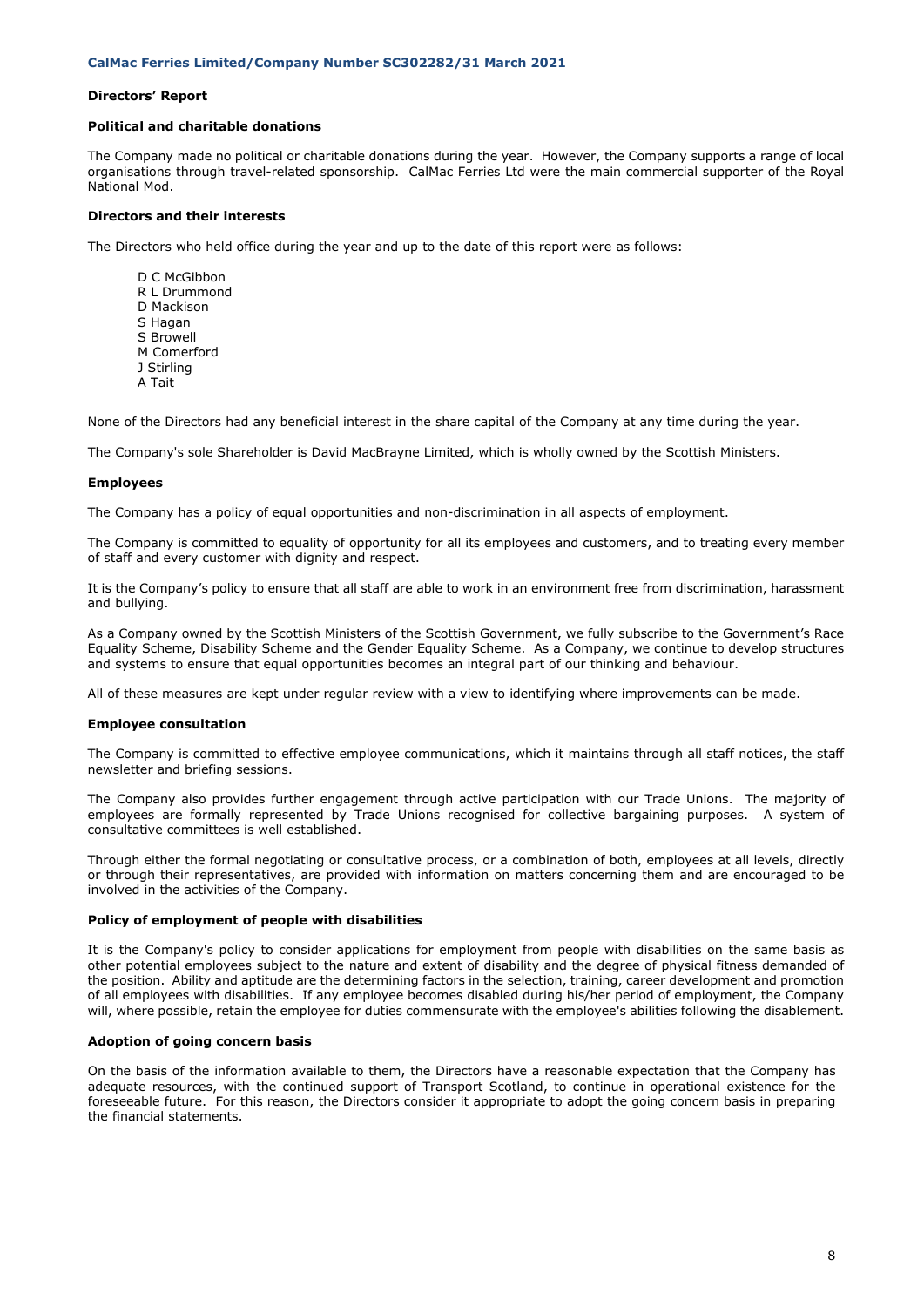## Directors' Report

### Political and charitable donations

The Company made no political or charitable donations during the year. However, the Company supports a range of local organisations through travel-related sponsorship. CalMac Ferries Ltd were the main commercial supporter of the Royal National Mod.

### Directors and their interests

The Directors who held office during the year and up to the date of this report were as follows:

D C McGibbon
R L Drummond
D Mackison
S Hagan
S Browell
M Comerford
J Stirling
A Tait

None of the Directors had any beneficial interest in the share capital of the Company at any time during the year.

The Company's sole Shareholder is David MacBrayne Limited, which is wholly owned by the Scottish Ministers.

### Employees

The Company has a policy of equal opportunities and non-discrimination in all aspects of employment.

The Company is committed to equality of opportunity for all its employees and customers, and to treating every member of staff and every customer with dignity and respect.

It is the Company's policy to ensure that all staff are able to work in an environment free from discrimination, harassment and bullying.

As a Company owned by the Scottish Ministers of the Scottish Government, we fully subscribe to the Government's Race Equality Scheme, Disability Scheme and the Gender Equality Scheme. As a Company, we continue to develop structures and systems to ensure that equal opportunities becomes an integral part of our thinking and behaviour.

All of these measures are kept under regular review with a view to identifying where improvements can be made.

### Employee consultation

The Company is committed to effective employee communications, which it maintains through all staff notices, the staff newsletter and briefing sessions.

The Company also provides further engagement through active participation with our Trade Unions. The majority of employees are formally represented by Trade Unions recognised for collective bargaining purposes. A system of consultative committees is well established.

Through either the formal negotiating or consultative process, or a combination of both, employees at all levels, directly or through their representatives, are provided with information on matters concerning them and are encouraged to be involved in the activities of the Company.

### Policy of employment of people with disabilities

It is the Company's policy to consider applications for employment from people with disabilities on the same basis as other potential employees subject to the nature and extent of disability and the degree of physical fitness demanded of the position. Ability and aptitude are the determining factors in the selection, training, career development and promotion of all employees with disabilities. If any employee becomes disabled during his/her period of employment, the Company will, where possible, retain the employee for duties commensurate with the employee's abilities following the disablement.

### Adoption of going concern basis

On the basis of the information available to them, the Directors have a reasonable expectation that the Company has adequate resources, with the continued support of Transport Scotland, to continue in operational existence for the foreseeable future. For this reason, the Directors consider it appropriate to adopt the going concern basis in preparing the financial statements.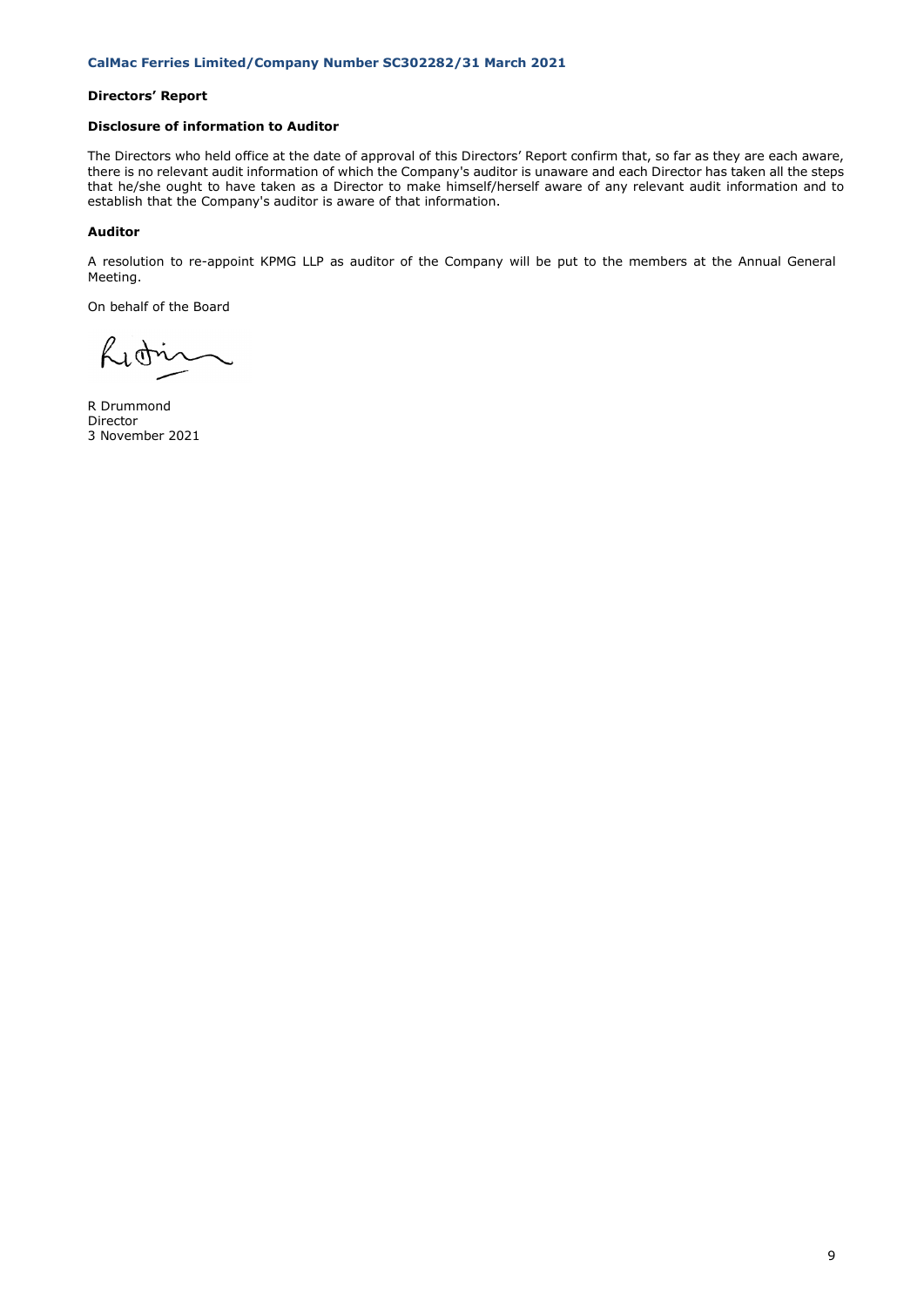**Directors' Report**

**Disclosure of information to Auditor**

The Directors who held office at the date of approval of this Directors' Report confirm that, so far as they are each aware, there is no relevant audit information of which the Company's auditor is unaware and each Director has taken all the steps that he/she ought to have taken as a Director to make himself/herself aware of any relevant audit information and to establish that the Company's auditor is aware of that information.

**Auditor**

A resolution to re-appoint KPMG LLP as auditor of the Company will be put to the members at the Annual General Meeting.

On behalf of the Board

R Drummond
Director
3 November 2021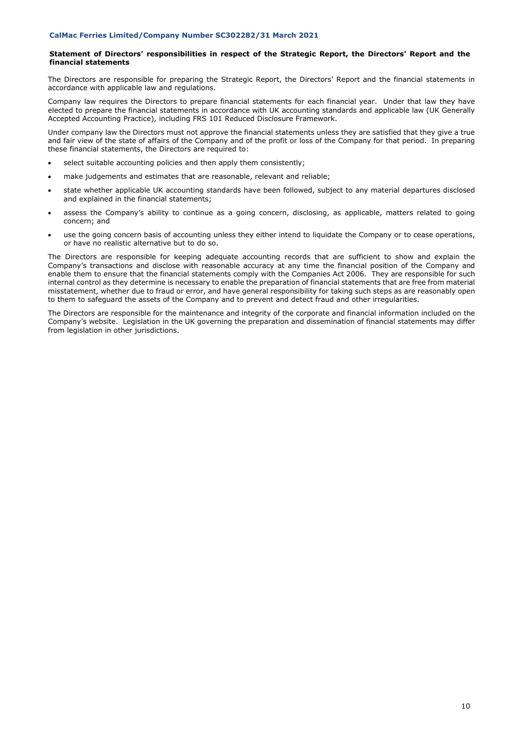## Statement of Directors' responsibilities in respect of the Strategic Report, the Directors' Report and the financial statements

The Directors are responsible for preparing the Strategic Report, the Directors' Report and the financial statements in accordance with applicable law and regulations.

Company law requires the Directors to prepare financial statements for each financial year. Under that law they have elected to prepare the financial statements in accordance with UK accounting standards and applicable law (UK Generally Accepted Accounting Practice), including FRS 101 Reduced Disclosure Framework.

Under company law the Directors must not approve the financial statements unless they are satisfied that they give a true and fair view of the state of affairs of the Company and of the profit or loss of the Company for that period. In preparing these financial statements, the Directors are required to:

- select suitable accounting policies and then apply them consistently;
- make judgements and estimates that are reasonable, relevant and reliable;
- state whether applicable UK accounting standards have been followed, subject to any material departures disclosed and explained in the financial statements;
- assess the Company's ability to continue as a going concern, disclosing, as applicable, matters related to going concern; and
- use the going concern basis of accounting unless they either intend to liquidate the Company or to cease operations, or have no realistic alternative but to do so.

The Directors are responsible for keeping adequate accounting records that are sufficient to show and explain the Company's transactions and disclose with reasonable accuracy at any time the financial position of the Company and enable them to ensure that the financial statements comply with the Companies Act 2006. They are responsible for such internal control as they determine is necessary to enable the preparation of financial statements that are free from material misstatement, whether due to fraud or error, and have general responsibility for taking such steps as are reasonably open to them to safeguard the assets of the Company and to prevent and detect fraud and other irregularities.

The Directors are responsible for the maintenance and integrity of the corporate and financial information included on the Company's website. Legislation in the UK governing the preparation and dissemination of financial statements may differ from legislation in other jurisdictions.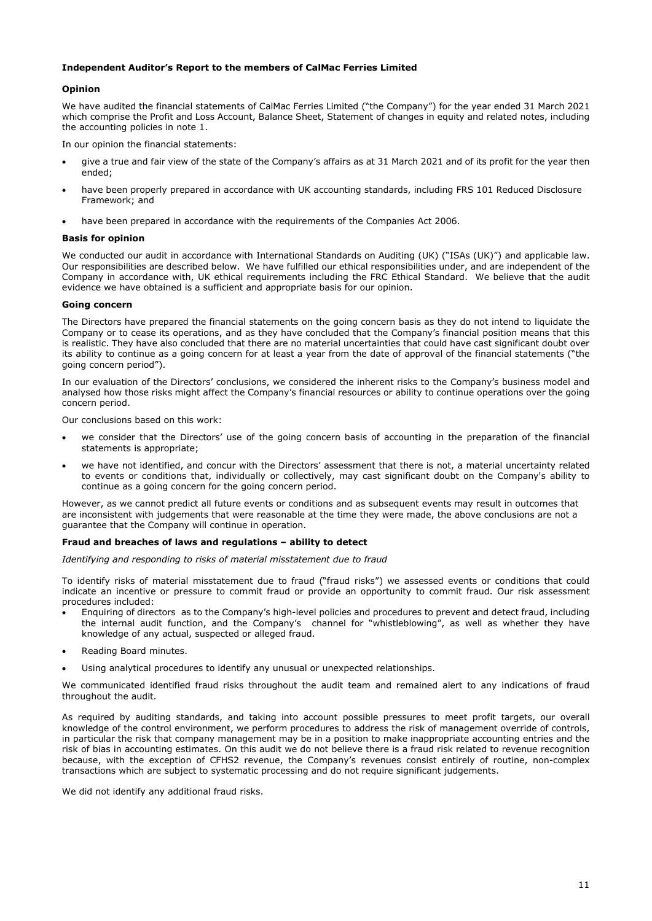**Independent Auditor's Report to the members of CalMac Ferries Limited**

**Opinion**

We have audited the financial statements of CalMac Ferries Limited ("the Company") for the year ended 31 March 2021 which comprise the Profit and Loss Account, Balance Sheet, Statement of changes in equity and related notes, including the accounting policies in note 1.

In our opinion the financial statements:

- give a true and fair view of the state of the Company's affairs as at 31 March 2021 and of its profit for the year then ended;
- have been properly prepared in accordance with UK accounting standards, including FRS 101 Reduced Disclosure Framework; and
- have been prepared in accordance with the requirements of the Companies Act 2006.

**Basis for opinion**

We conducted our audit in accordance with International Standards on Auditing (UK) ("ISAs (UK)") and applicable law. Our responsibilities are described below. We have fulfilled our ethical responsibilities under, and are independent of the Company in accordance with, UK ethical requirements including the FRC Ethical Standard. We believe that the audit evidence we have obtained is a sufficient and appropriate basis for our opinion.

**Going concern**

The Directors have prepared the financial statements on the going concern basis as they do not intend to liquidate the Company or to cease its operations, and as they have concluded that the Company's financial position means that this is realistic. They have also concluded that there are no material uncertainties that could have cast significant doubt over its ability to continue as a going concern for at least a year from the date of approval of the financial statements ("the going concern period").

In our evaluation of the Directors' conclusions, we considered the inherent risks to the Company's business model and analysed how those risks might affect the Company's financial resources or ability to continue operations over the going concern period.

Our conclusions based on this work:

- we consider that the Directors' use of the going concern basis of accounting in the preparation of the financial statements is appropriate;
- we have not identified, and concur with the Directors' assessment that there is not, a material uncertainty related to events or conditions that, individually or collectively, may cast significant doubt on the Company's ability to continue as a going concern for the going concern period.

However, as we cannot predict all future events or conditions and as subsequent events may result in outcomes that are inconsistent with judgements that were reasonable at the time they were made, the above conclusions are not a guarantee that the Company will continue in operation.

**Fraud and breaches of laws and regulations – ability to detect**

*Identifying and responding to risks of material misstatement due to fraud*

To identify risks of material misstatement due to fraud ("fraud risks") we assessed events or conditions that could indicate an incentive or pressure to commit fraud or provide an opportunity to commit fraud. Our risk assessment procedures included:

- Enquiring of directors as to the Company's high-level policies and procedures to prevent and detect fraud, including the internal audit function, and the Company's channel for "whistleblowing", as well as whether they have knowledge of any actual, suspected or alleged fraud.
- Reading Board minutes.
- Using analytical procedures to identify any unusual or unexpected relationships.

We communicated identified fraud risks throughout the audit team and remained alert to any indications of fraud throughout the audit.

As required by auditing standards, and taking into account possible pressures to meet profit targets, our overall knowledge of the control environment, we perform procedures to address the risk of management override of controls, in particular the risk that company management may be in a position to make inappropriate accounting entries and the risk of bias in accounting estimates. On this audit we do not believe there is a fraud risk related to revenue recognition because, with the exception of CFHS2 revenue, the Company's revenues consist entirely of routine, non-complex transactions which are subject to systematic processing and do not require significant judgements.

We did not identify any additional fraud risks.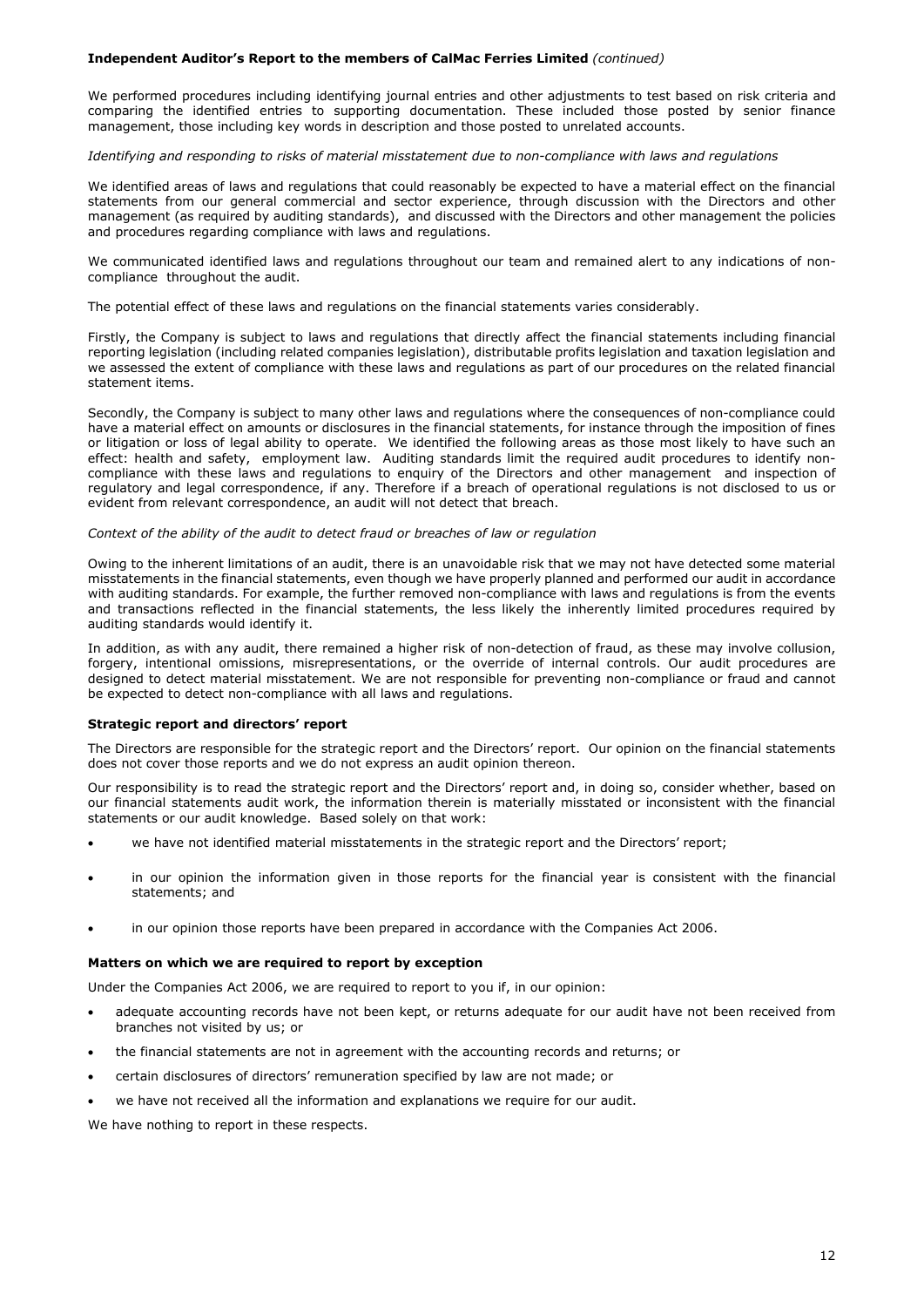**Independent Auditor's Report to the members of CalMac Ferries Limited** *(continued)*

We performed procedures including identifying journal entries and other adjustments to test based on risk criteria and comparing the identified entries to supporting documentation. These included those posted by senior finance management, those including key words in description and those posted to unrelated accounts.

*Identifying and responding to risks of material misstatement due to non-compliance with laws and regulations*

We identified areas of laws and regulations that could reasonably be expected to have a material effect on the financial statements from our general commercial and sector experience, through discussion with the Directors and other management (as required by auditing standards), and discussed with the Directors and other management the policies and procedures regarding compliance with laws and regulations.

We communicated identified laws and regulations throughout our team and remained alert to any indications of non-compliance throughout the audit.

The potential effect of these laws and regulations on the financial statements varies considerably.

Firstly, the Company is subject to laws and regulations that directly affect the financial statements including financial reporting legislation (including related companies legislation), distributable profits legislation and taxation legislation and we assessed the extent of compliance with these laws and regulations as part of our procedures on the related financial statement items.

Secondly, the Company is subject to many other laws and regulations where the consequences of non-compliance could have a material effect on amounts or disclosures in the financial statements, for instance through the imposition of fines or litigation or loss of legal ability to operate. We identified the following areas as those most likely to have such an effect: health and safety, employment law. Auditing standards limit the required audit procedures to identify non-compliance with these laws and regulations to enquiry of the Directors and other management and inspection of regulatory and legal correspondence, if any. Therefore if a breach of operational regulations is not disclosed to us or evident from relevant correspondence, an audit will not detect that breach.

*Context of the ability of the audit to detect fraud or breaches of law or regulation*

Owing to the inherent limitations of an audit, there is an unavoidable risk that we may not have detected some material misstatements in the financial statements, even though we have properly planned and performed our audit in accordance with auditing standards. For example, the further removed non-compliance with laws and regulations is from the events and transactions reflected in the financial statements, the less likely the inherently limited procedures required by auditing standards would identify it.

In addition, as with any audit, there remained a higher risk of non-detection of fraud, as these may involve collusion, forgery, intentional omissions, misrepresentations, or the override of internal controls. Our audit procedures are designed to detect material misstatement. We are not responsible for preventing non-compliance or fraud and cannot be expected to detect non-compliance with all laws and regulations.

**Strategic report and directors' report**

The Directors are responsible for the strategic report and the Directors' report. Our opinion on the financial statements does not cover those reports and we do not express an audit opinion thereon.

Our responsibility is to read the strategic report and the Directors' report and, in doing so, consider whether, based on our financial statements audit work, the information therein is materially misstated or inconsistent with the financial statements or our audit knowledge. Based solely on that work:

- we have not identified material misstatements in the strategic report and the Directors' report;
- in our opinion the information given in those reports for the financial year is consistent with the financial statements; and
- in our opinion those reports have been prepared in accordance with the Companies Act 2006.

**Matters on which we are required to report by exception**

Under the Companies Act 2006, we are required to report to you if, in our opinion:

- adequate accounting records have not been kept, or returns adequate for our audit have not been received from branches not visited by us; or
- the financial statements are not in agreement with the accounting records and returns; or
- certain disclosures of directors' remuneration specified by law are not made; or
- we have not received all the information and explanations we require for our audit.

We have nothing to report in these respects.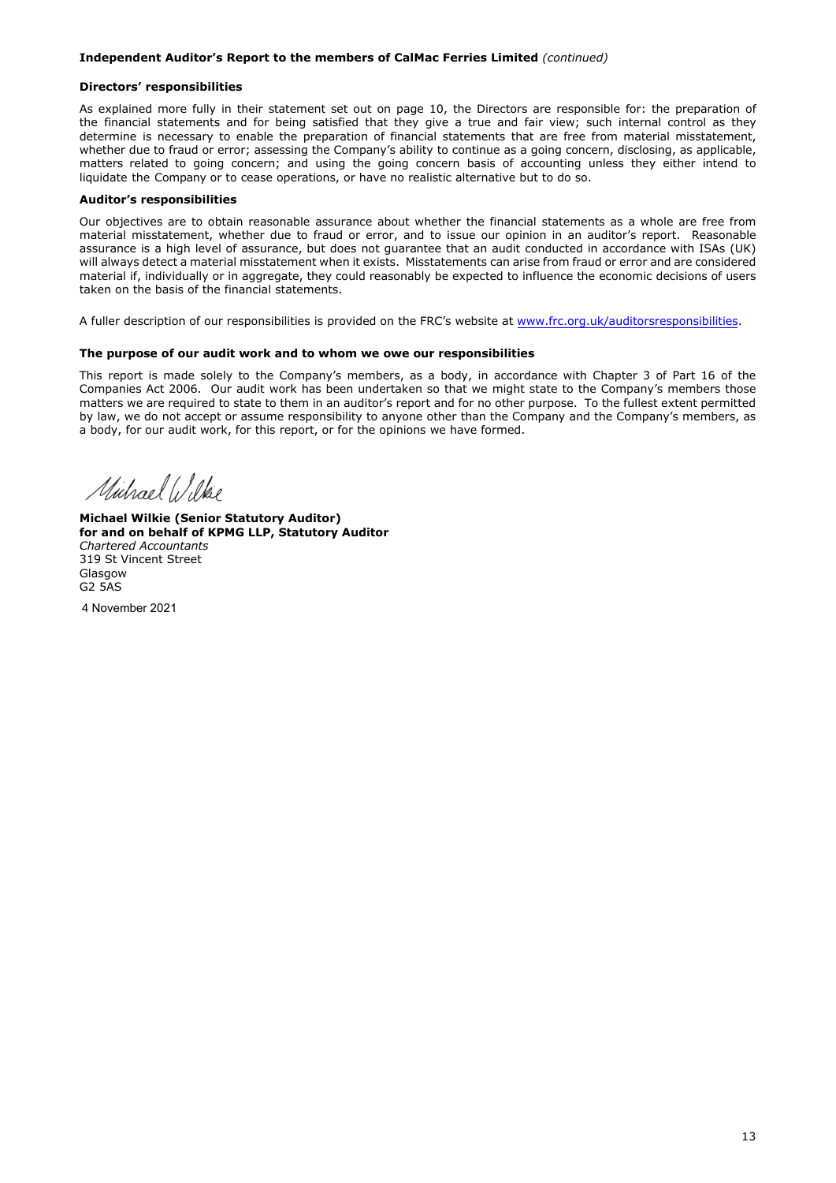**Independent Auditor's Report to the members of CalMac Ferries Limited** *(continued)*

**Directors' responsibilities**

As explained more fully in their statement set out on page 10, the Directors are responsible for: the preparation of the financial statements and for being satisfied that they give a true and fair view; such internal control as they determine is necessary to enable the preparation of financial statements that are free from material misstatement, whether due to fraud or error; assessing the Company's ability to continue as a going concern, disclosing, as applicable, matters related to going concern; and using the going concern basis of accounting unless they either intend to liquidate the Company or to cease operations, or have no realistic alternative but to do so.

**Auditor's responsibilities**

Our objectives are to obtain reasonable assurance about whether the financial statements as a whole are free from material misstatement, whether due to fraud or error, and to issue our opinion in an auditor's report. Reasonable assurance is a high level of assurance, but does not guarantee that an audit conducted in accordance with ISAs (UK) will always detect a material misstatement when it exists. Misstatements can arise from fraud or error and are considered material if, individually or in aggregate, they could reasonably be expected to influence the economic decisions of users taken on the basis of the financial statements.

A fuller description of our responsibilities is provided on the FRC's website at www.frc.org.uk/auditorsresponsibilities.

**The purpose of our audit work and to whom we owe our responsibilities**

This report is made solely to the Company's members, as a body, in accordance with Chapter 3 of Part 16 of the Companies Act 2006. Our audit work has been undertaken so that we might state to the Company's members those matters we are required to state to them in an auditor's report and for no other purpose. To the fullest extent permitted by law, we do not accept or assume responsibility to anyone other than the Company and the Company's members, as a body, for our audit work, for this report, or for the opinions we have formed.

Michael Wilkie

**Michael Wilkie (Senior Statutory Auditor)**
**for and on behalf of KPMG LLP, Statutory Auditor**
*Chartered Accountants*
319 St Vincent Street
Glasgow
G2 5AS

4 November 2021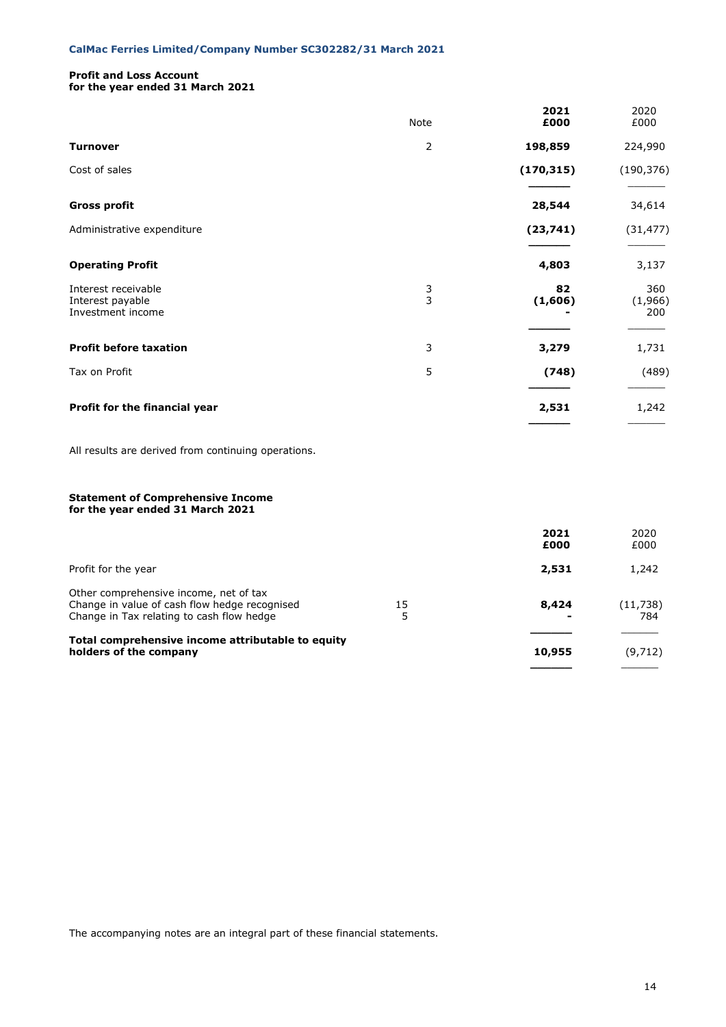## Profit and Loss Account
**for the year ended 31 March 2021**

| | Note | **2021 £000** | 2020 £000 |
|---|---|---|---|
| **Turnover** | 2 | **198,859** | 224,990 |
| Cost of sales | | **(170,315)** | (190,376) |
| **Gross profit** | | **28,544** | 34,614 |
| Administrative expenditure | | **(23,741)** | (31,477) |
| **Operating Profit** | | **4,803** | 3,137 |
| Interest receivable | 3 | **82** | 360 |
| Interest payable | 3 | **(1,606)** | (1,966) |
| Investment income | | **-** | 200 |
| **Profit before taxation** | 3 | **3,279** | 1,731 |
| Tax on Profit | 5 | **(748)** | (489) |
| **Profit for the financial year** | | **2,531** | 1,242 |

All results are derived from continuing operations.

## Statement of Comprehensive Income
**for the year ended 31 March 2021**

| | | **2021 £000** | 2020 £000 |
|---|---|---|---|
| Profit for the year | | **2,531** | 1,242 |
| Other comprehensive income, net of tax | | | |
| Change in value of cash flow hedge recognised | 15 | **8,424** | (11,738) |
| Change in Tax relating to cash flow hedge | 5 | **-** | 784 |
| **Total comprehensive income attributable to equity holders of the company** | | **10,955** | (9,712) |

The accompanying notes are an integral part of these financial statements.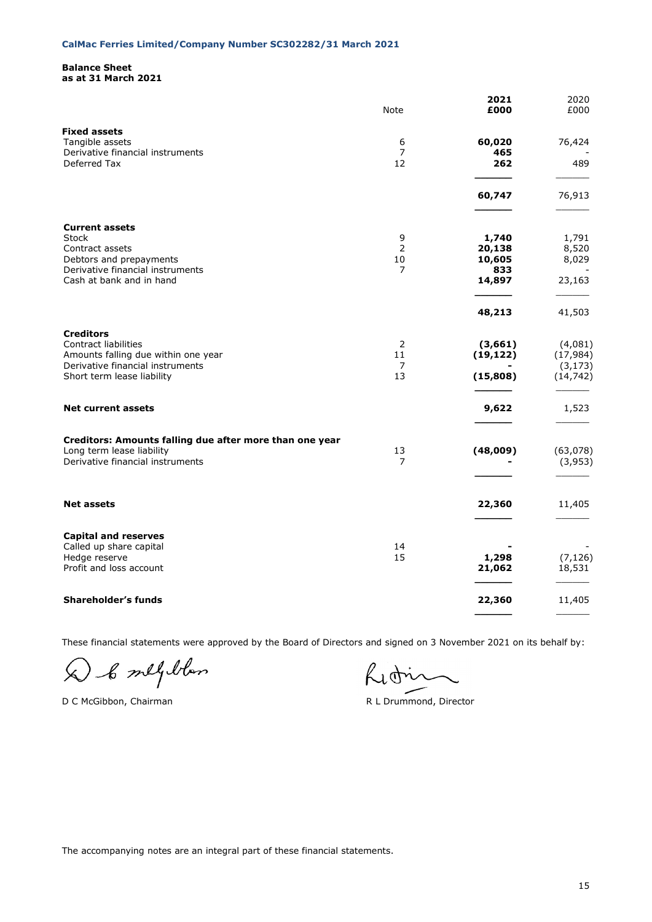**CalMac Ferries Limited/Company Number SC302282/31 March 2021**

## Balance Sheet
### as at 31 March 2021

| | Note | **2021 £000** | 2020 £000 |
|---|---|---|---|
| **Fixed assets** | | | |
| Tangible assets | 6 | **60,020** | 76,424 |
| Derivative financial instruments | 7 | **465** | - |
| Deferred Tax | 12 | **262** | 489 |
| | | **60,747** | 76,913 |
| **Current assets** | | | |
| Stock | 9 | **1,740** | 1,791 |
| Contract assets | 2 | **20,138** | 8,520 |
| Debtors and prepayments | 10 | **10,605** | 8,029 |
| Derivative financial instruments | 7 | **833** | - |
| Cash at bank and in hand | | **14,897** | 23,163 |
| | | **48,213** | 41,503 |
| **Creditors** | | | |
| Contract liabilities | 2 | **(3,661)** | (4,081) |
| Amounts falling due within one year | 11 | **(19,122)** | (17,984) |
| Derivative financial instruments | 7 | **-** | (3,173) |
| Short term lease liability | 13 | **(15,808)** | (14,742) |
| **Net current assets** | | **9,622** | 1,523 |
| **Creditors: Amounts falling due after more than one year** | | | |
| Long term lease liability | 13 | **(48,009)** | (63,078) |
| Derivative financial instruments | 7 | **-** | (3,953) |
| **Net assets** | | **22,360** | 11,405 |
| **Capital and reserves** | | | |
| Called up share capital | 14 | **-** | - |
| Hedge reserve | 15 | **1,298** | (7,126) |
| Profit and loss account | | **21,062** | 18,531 |
| **Shareholder's funds** | | **22,360** | 11,405 |

These financial statements were approved by the Board of Directors and signed on 3 November 2021 on its behalf by:

D C McGibbon, Chairman

R L Drummond, Director

The accompanying notes are an integral part of these financial statements.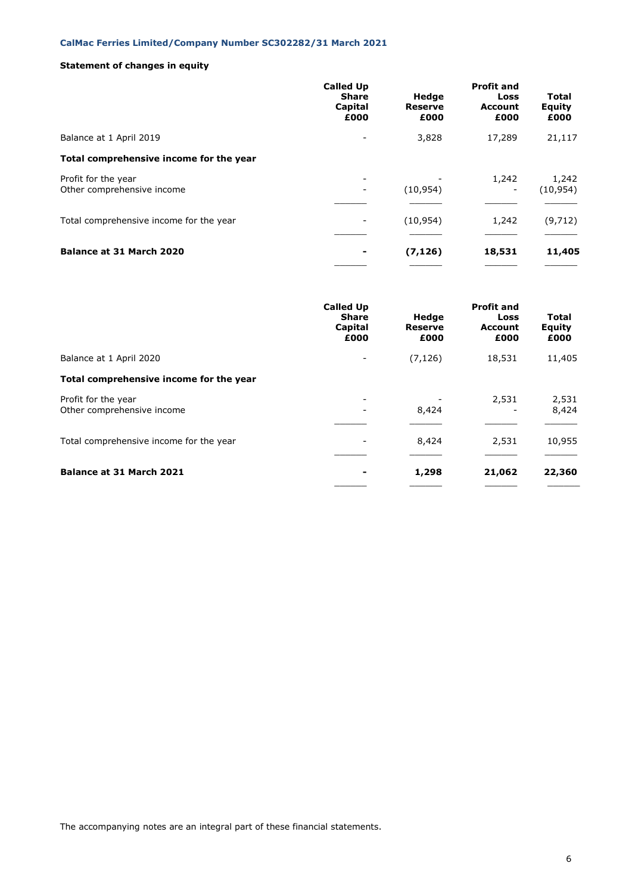CalMac Ferries Limited/Company Number SC302282/31 March 2021

**Statement of changes in equity**

| | Called Up Share Capital £000 | Hedge Reserve £000 | Profit and Loss Account £000 | Total Equity £000 |
|---|---|---|---|---|
| Balance at 1 April 2019 | - | 3,828 | 17,289 | 21,117 |
| **Total comprehensive income for the year** | | | | |
| Profit for the year | - | - | 1,242 | 1,242 |
| Other comprehensive income | - | (10,954) | - | (10,954) |
| Total comprehensive income for the year | - | (10,954) | 1,242 | (9,712) |
| **Balance at 31 March 2020** | **-** | **(7,126)** | **18,531** | **11,405** |

| | Called Up Share Capital £000 | Hedge Reserve £000 | Profit and Loss Account £000 | Total Equity £000 |
|---|---|---|---|---|
| Balance at 1 April 2020 | - | (7,126) | 18,531 | 11,405 |
| **Total comprehensive income for the year** | | | | |
| Profit for the year | - | - | 2,531 | 2,531 |
| Other comprehensive income | - | 8,424 | - | 8,424 |
| Total comprehensive income for the year | - | 8,424 | 2,531 | 10,955 |
| **Balance at 31 March 2021** | **-** | **1,298** | **21,062** | **22,360** |

The accompanying notes are an integral part of these financial statements.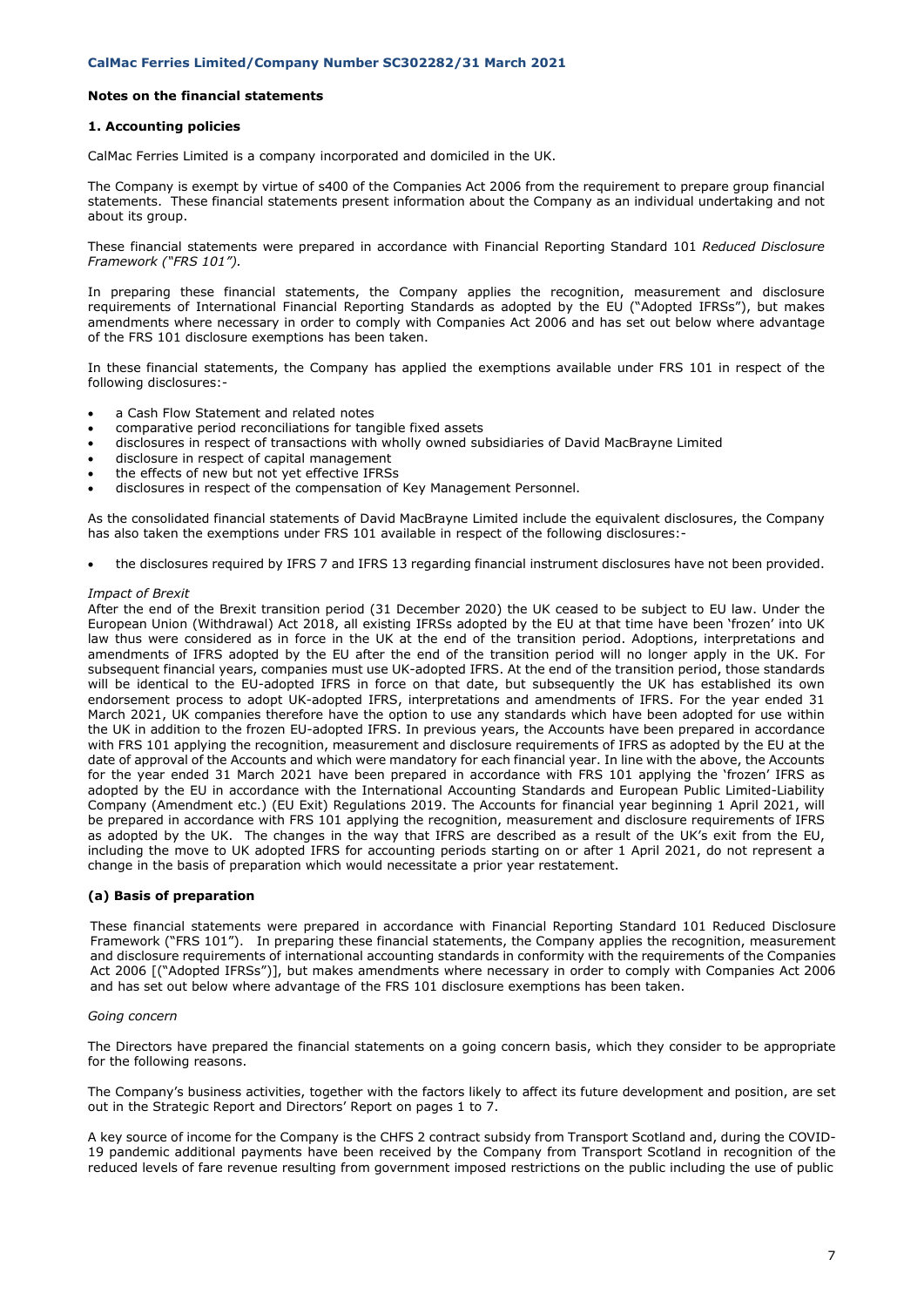## Notes on the financial statements

### 1. Accounting policies

CalMac Ferries Limited is a company incorporated and domiciled in the UK.

The Company is exempt by virtue of s400 of the Companies Act 2006 from the requirement to prepare group financial statements. These financial statements present information about the Company as an individual undertaking and not about its group.

These financial statements were prepared in accordance with Financial Reporting Standard 101 *Reduced Disclosure Framework ("FRS 101").*

In preparing these financial statements, the Company applies the recognition, measurement and disclosure requirements of International Financial Reporting Standards as adopted by the EU ("Adopted IFRSs"), but makes amendments where necessary in order to comply with Companies Act 2006 and has set out below where advantage of the FRS 101 disclosure exemptions has been taken.

In these financial statements, the Company has applied the exemptions available under FRS 101 in respect of the following disclosures:-

- a Cash Flow Statement and related notes
- comparative period reconciliations for tangible fixed assets
- disclosures in respect of transactions with wholly owned subsidiaries of David MacBrayne Limited
- disclosure in respect of capital management
- the effects of new but not yet effective IFRSs
- disclosures in respect of the compensation of Key Management Personnel.

As the consolidated financial statements of David MacBrayne Limited include the equivalent disclosures, the Company has also taken the exemptions under FRS 101 available in respect of the following disclosures:-

- the disclosures required by IFRS 7 and IFRS 13 regarding financial instrument disclosures have not been provided.

*Impact of Brexit*

After the end of the Brexit transition period (31 December 2020) the UK ceased to be subject to EU law. Under the European Union (Withdrawal) Act 2018, all existing IFRSs adopted by the EU at that time have been 'frozen' into UK law thus were considered as in force in the UK at the end of the transition period. Adoptions, interpretations and amendments of IFRS adopted by the EU after the end of the transition period will no longer apply in the UK. For subsequent financial years, companies must use UK-adopted IFRS. At the end of the transition period, those standards will be identical to the EU-adopted IFRS in force on that date, but subsequently the UK has established its own endorsement process to adopt UK-adopted IFRS, interpretations and amendments of IFRS. For the year ended 31 March 2021, UK companies therefore have the option to use any standards which have been adopted for use within the UK in addition to the frozen EU-adopted IFRS. In previous years, the Accounts have been prepared in accordance with FRS 101 applying the recognition, measurement and disclosure requirements of IFRS as adopted by the EU at the date of approval of the Accounts and which were mandatory for each financial year. In line with the above, the Accounts for the year ended 31 March 2021 have been prepared in accordance with FRS 101 applying the 'frozen' IFRS as adopted by the EU in accordance with the International Accounting Standards and European Public Limited-Liability Company (Amendment etc.) (EU Exit) Regulations 2019. The Accounts for financial year beginning 1 April 2021, will be prepared in accordance with FRS 101 applying the recognition, measurement and disclosure requirements of IFRS as adopted by the UK. The changes in the way that IFRS are described as a result of the UK's exit from the EU, including the move to UK adopted IFRS for accounting periods starting on or after 1 April 2021, do not represent a change in the basis of preparation which would necessitate a prior year restatement.

#### (a) Basis of preparation

These financial statements were prepared in accordance with Financial Reporting Standard 101 Reduced Disclosure Framework ("FRS 101"). In preparing these financial statements, the Company applies the recognition, measurement and disclosure requirements of international accounting standards in conformity with the requirements of the Companies Act 2006 [("Adopted IFRSs")], but makes amendments where necessary in order to comply with Companies Act 2006 and has set out below where advantage of the FRS 101 disclosure exemptions has been taken.

*Going concern*

The Directors have prepared the financial statements on a going concern basis, which they consider to be appropriate for the following reasons.

The Company's business activities, together with the factors likely to affect its future development and position, are set out in the Strategic Report and Directors' Report on pages 1 to 7.

A key source of income for the Company is the CHFS 2 contract subsidy from Transport Scotland and, during the COVID-19 pandemic additional payments have been received by the Company from Transport Scotland in recognition of the reduced levels of fare revenue resulting from government imposed restrictions on the public including the use of public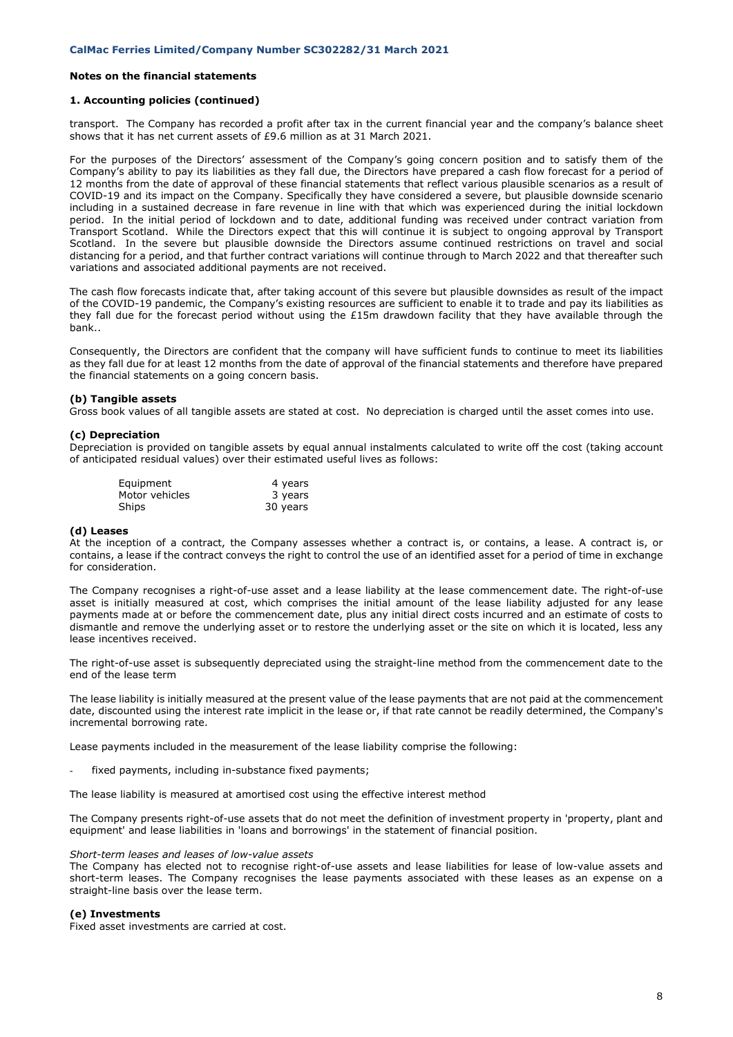## Notes on the financial statements

### 1. Accounting policies (continued)

transport. The Company has recorded a profit after tax in the current financial year and the company's balance sheet shows that it has net current assets of £9.6 million as at 31 March 2021.

For the purposes of the Directors' assessment of the Company's going concern position and to satisfy them of the Company's ability to pay its liabilities as they fall due, the Directors have prepared a cash flow forecast for a period of 12 months from the date of approval of these financial statements that reflect various plausible scenarios as a result of COVID-19 and its impact on the Company. Specifically they have considered a severe, but plausible downside scenario including in a sustained decrease in fare revenue in line with that which was experienced during the initial lockdown period. In the initial period of lockdown and to date, additional funding was received under contract variation from Transport Scotland. While the Directors expect that this will continue it is subject to ongoing approval by Transport Scotland. In the severe but plausible downside the Directors assume continued restrictions on travel and social distancing for a period, and that further contract variations will continue through to March 2022 and that thereafter such variations and associated additional payments are not received.

The cash flow forecasts indicate that, after taking account of this severe but plausible downsides as result of the impact of the COVID-19 pandemic, the Company's existing resources are sufficient to enable it to trade and pay its liabilities as they fall due for the forecast period without using the £15m drawdown facility that they have available through the bank..

Consequently, the Directors are confident that the company will have sufficient funds to continue to meet its liabilities as they fall due for at least 12 months from the date of approval of the financial statements and therefore have prepared the financial statements on a going concern basis.

**(b) Tangible assets**
Gross book values of all tangible assets are stated at cost. No depreciation is charged until the asset comes into use.

**(c) Depreciation**
Depreciation is provided on tangible assets by equal annual instalments calculated to write off the cost (taking account of anticipated residual values) over their estimated useful lives as follows:

| | |
|---|---|
| Equipment | 4 years |
| Motor vehicles | 3 years |
| Ships | 30 years |

**(d) Leases**
At the inception of a contract, the Company assesses whether a contract is, or contains, a lease. A contract is, or contains, a lease if the contract conveys the right to control the use of an identified asset for a period of time in exchange for consideration.

The Company recognises a right-of-use asset and a lease liability at the lease commencement date. The right-of-use asset is initially measured at cost, which comprises the initial amount of the lease liability adjusted for any lease payments made at or before the commencement date, plus any initial direct costs incurred and an estimate of costs to dismantle and remove the underlying asset or to restore the underlying asset or the site on which it is located, less any lease incentives received.

The right-of-use asset is subsequently depreciated using the straight-line method from the commencement date to the end of the lease term

The lease liability is initially measured at the present value of the lease payments that are not paid at the commencement date, discounted using the interest rate implicit in the lease or, if that rate cannot be readily determined, the Company's incremental borrowing rate.

Lease payments included in the measurement of the lease liability comprise the following:

- fixed payments, including in-substance fixed payments;

The lease liability is measured at amortised cost using the effective interest method

The Company presents right-of-use assets that do not meet the definition of investment property in 'property, plant and equipment' and lease liabilities in 'loans and borrowings' in the statement of financial position.

*Short-term leases and leases of low-value assets*
The Company has elected not to recognise right-of-use assets and lease liabilities for lease of low-value assets and short-term leases. The Company recognises the lease payments associated with these leases as an expense on a straight-line basis over the lease term.

**(e) Investments**
Fixed asset investments are carried at cost.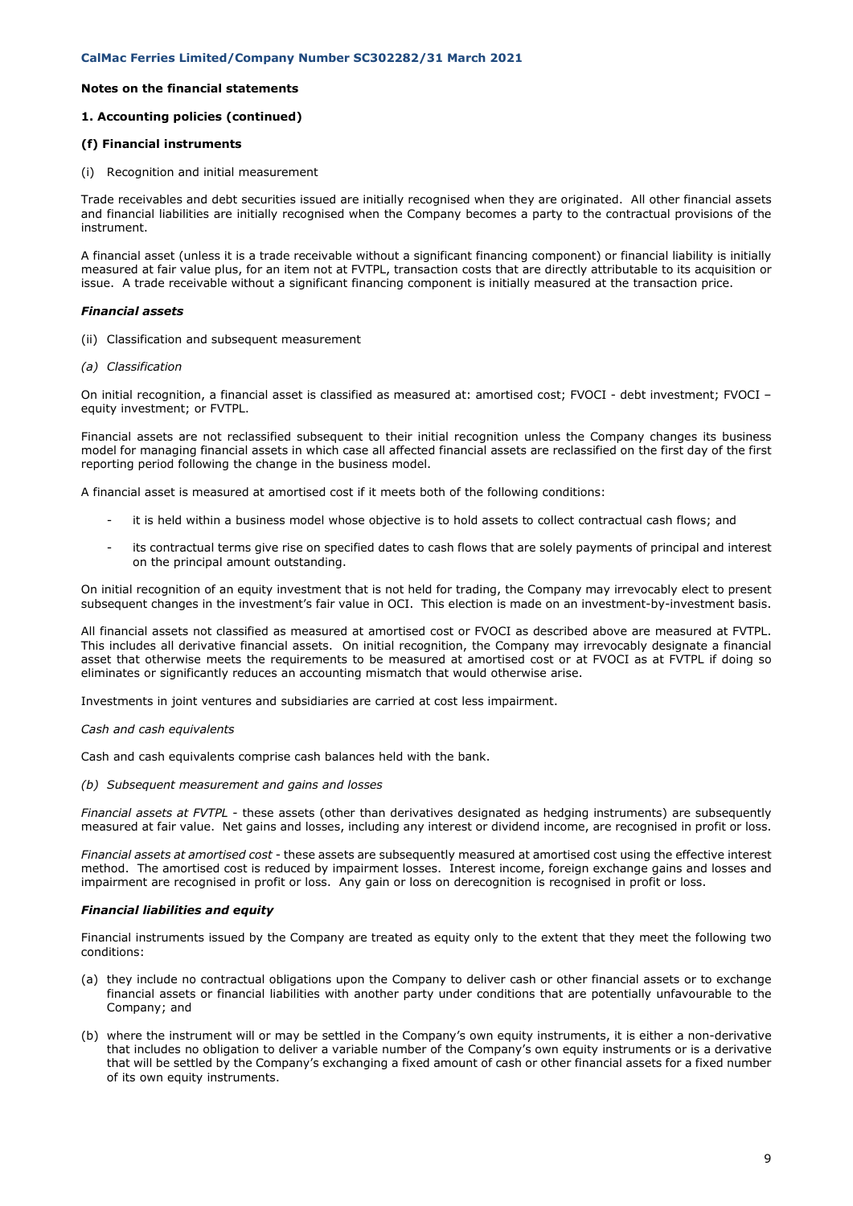## Notes on the financial statements

### 1. Accounting policies (continued)

#### (f) Financial instruments

(i) Recognition and initial measurement

Trade receivables and debt securities issued are initially recognised when they are originated. All other financial assets and financial liabilities are initially recognised when the Company becomes a party to the contractual provisions of the instrument.

A financial asset (unless it is a trade receivable without a significant financing component) or financial liability is initially measured at fair value plus, for an item not at FVTPL, transaction costs that are directly attributable to its acquisition or issue. A trade receivable without a significant financing component is initially measured at the transaction price.

#### *Financial assets*

(ii) Classification and subsequent measurement

*(a) Classification*

On initial recognition, a financial asset is classified as measured at: amortised cost; FVOCI - debt investment; FVOCI – equity investment; or FVTPL.

Financial assets are not reclassified subsequent to their initial recognition unless the Company changes its business model for managing financial assets in which case all affected financial assets are reclassified on the first day of the first reporting period following the change in the business model.

A financial asset is measured at amortised cost if it meets both of the following conditions:

- it is held within a business model whose objective is to hold assets to collect contractual cash flows; and
- its contractual terms give rise on specified dates to cash flows that are solely payments of principal and interest on the principal amount outstanding.

On initial recognition of an equity investment that is not held for trading, the Company may irrevocably elect to present subsequent changes in the investment's fair value in OCI. This election is made on an investment-by-investment basis.

All financial assets not classified as measured at amortised cost or FVOCI as described above are measured at FVTPL. This includes all derivative financial assets. On initial recognition, the Company may irrevocably designate a financial asset that otherwise meets the requirements to be measured at amortised cost or at FVOCI as at FVTPL if doing so eliminates or significantly reduces an accounting mismatch that would otherwise arise.

Investments in joint ventures and subsidiaries are carried at cost less impairment.

*Cash and cash equivalents*

Cash and cash equivalents comprise cash balances held with the bank.

*(b) Subsequent measurement and gains and losses*

*Financial assets at FVTPL* - these assets (other than derivatives designated as hedging instruments) are subsequently measured at fair value. Net gains and losses, including any interest or dividend income, are recognised in profit or loss.

*Financial assets at amortised cost* - these assets are subsequently measured at amortised cost using the effective interest method. The amortised cost is reduced by impairment losses. Interest income, foreign exchange gains and losses and impairment are recognised in profit or loss. Any gain or loss on derecognition is recognised in profit or loss.

#### *Financial liabilities and equity*

Financial instruments issued by the Company are treated as equity only to the extent that they meet the following two conditions:

(a) they include no contractual obligations upon the Company to deliver cash or other financial assets or to exchange financial assets or financial liabilities with another party under conditions that are potentially unfavourable to the Company; and

(b) where the instrument will or may be settled in the Company's own equity instruments, it is either a non-derivative that includes no obligation to deliver a variable number of the Company's own equity instruments or is a derivative that will be settled by the Company's exchanging a fixed amount of cash or other financial assets for a fixed number of its own equity instruments.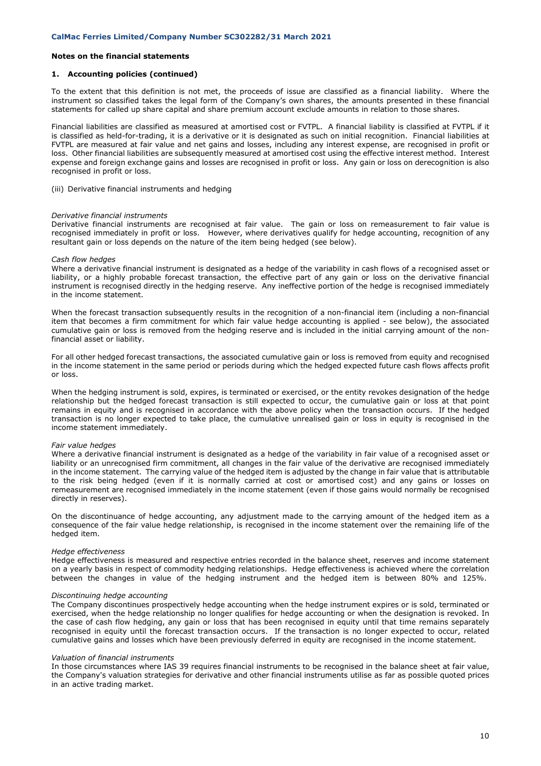## Notes on the financial statements

### 1. Accounting policies (continued)

To the extent that this definition is not met, the proceeds of issue are classified as a financial liability. Where the instrument so classified takes the legal form of the Company's own shares, the amounts presented in these financial statements for called up share capital and share premium account exclude amounts in relation to those shares.

Financial liabilities are classified as measured at amortised cost or FVTPL. A financial liability is classified at FVTPL if it is classified as held-for-trading, it is a derivative or it is designated as such on initial recognition. Financial liabilities at FVTPL are measured at fair value and net gains and losses, including any interest expense, are recognised in profit or loss. Other financial liabilities are subsequently measured at amortised cost using the effective interest method. Interest expense and foreign exchange gains and losses are recognised in profit or loss. Any gain or loss on derecognition is also recognised in profit or loss.

(iii) Derivative financial instruments and hedging

*Derivative financial instruments*
Derivative financial instruments are recognised at fair value. The gain or loss on remeasurement to fair value is recognised immediately in profit or loss. However, where derivatives qualify for hedge accounting, recognition of any resultant gain or loss depends on the nature of the item being hedged (see below).

*Cash flow hedges*
Where a derivative financial instrument is designated as a hedge of the variability in cash flows of a recognised asset or liability, or a highly probable forecast transaction, the effective part of any gain or loss on the derivative financial instrument is recognised directly in the hedging reserve. Any ineffective portion of the hedge is recognised immediately in the income statement.

When the forecast transaction subsequently results in the recognition of a non-financial item (including a non-financial item that becomes a firm commitment for which fair value hedge accounting is applied - see below), the associated cumulative gain or loss is removed from the hedging reserve and is included in the initial carrying amount of the non-financial asset or liability.

For all other hedged forecast transactions, the associated cumulative gain or loss is removed from equity and recognised in the income statement in the same period or periods during which the hedged expected future cash flows affects profit or loss.

When the hedging instrument is sold, expires, is terminated or exercised, or the entity revokes designation of the hedge relationship but the hedged forecast transaction is still expected to occur, the cumulative gain or loss at that point remains in equity and is recognised in accordance with the above policy when the transaction occurs. If the hedged transaction is no longer expected to take place, the cumulative unrealised gain or loss in equity is recognised in the income statement immediately.

*Fair value hedges*
Where a derivative financial instrument is designated as a hedge of the variability in fair value of a recognised asset or liability or an unrecognised firm commitment, all changes in the fair value of the derivative are recognised immediately in the income statement. The carrying value of the hedged item is adjusted by the change in fair value that is attributable to the risk being hedged (even if it is normally carried at cost or amortised cost) and any gains or losses on remeasurement are recognised immediately in the income statement (even if those gains would normally be recognised directly in reserves).

On the discontinuance of hedge accounting, any adjustment made to the carrying amount of the hedged item as a consequence of the fair value hedge relationship, is recognised in the income statement over the remaining life of the hedged item.

*Hedge effectiveness*
Hedge effectiveness is measured and respective entries recorded in the balance sheet, reserves and income statement on a yearly basis in respect of commodity hedging relationships. Hedge effectiveness is achieved where the correlation between the changes in value of the hedging instrument and the hedged item is between 80% and 125%.

*Discontinuing hedge accounting*
The Company discontinues prospectively hedge accounting when the hedge instrument expires or is sold, terminated or exercised, when the hedge relationship no longer qualifies for hedge accounting or when the designation is revoked. In the case of cash flow hedging, any gain or loss that has been recognised in equity until that time remains separately recognised in equity until the forecast transaction occurs. If the transaction is no longer expected to occur, related cumulative gains and losses which have been previously deferred in equity are recognised in the income statement.

*Valuation of financial instruments*
In those circumstances where IAS 39 requires financial instruments to be recognised in the balance sheet at fair value, the Company's valuation strategies for derivative and other financial instruments utilise as far as possible quoted prices in an active trading market.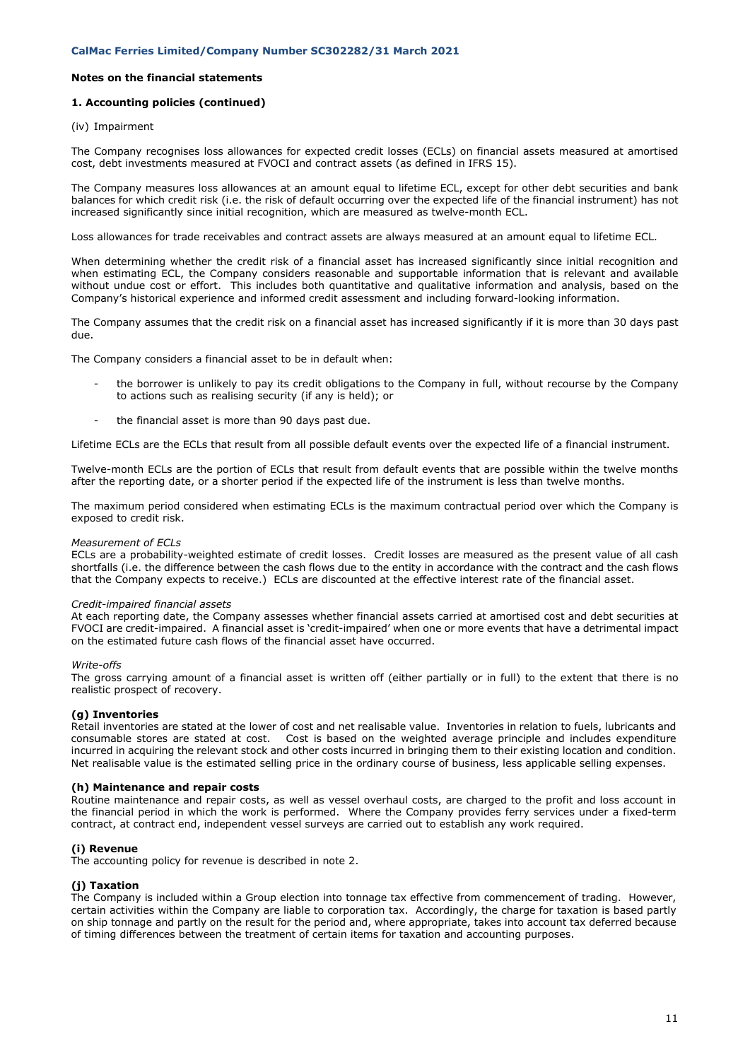## Notes on the financial statements

### 1. Accounting policies (continued)

(iv) Impairment

The Company recognises loss allowances for expected credit losses (ECLs) on financial assets measured at amortised cost, debt investments measured at FVOCI and contract assets (as defined in IFRS 15).

The Company measures loss allowances at an amount equal to lifetime ECL, except for other debt securities and bank balances for which credit risk (i.e. the risk of default occurring over the expected life of the financial instrument) has not increased significantly since initial recognition, which are measured as twelve-month ECL.

Loss allowances for trade receivables and contract assets are always measured at an amount equal to lifetime ECL.

When determining whether the credit risk of a financial asset has increased significantly since initial recognition and when estimating ECL, the Company considers reasonable and supportable information that is relevant and available without undue cost or effort. This includes both quantitative and qualitative information and analysis, based on the Company's historical experience and informed credit assessment and including forward-looking information.

The Company assumes that the credit risk on a financial asset has increased significantly if it is more than 30 days past due.

The Company considers a financial asset to be in default when:

- the borrower is unlikely to pay its credit obligations to the Company in full, without recourse by the Company to actions such as realising security (if any is held); or
- the financial asset is more than 90 days past due.

Lifetime ECLs are the ECLs that result from all possible default events over the expected life of a financial instrument.

Twelve-month ECLs are the portion of ECLs that result from default events that are possible within the twelve months after the reporting date, or a shorter period if the expected life of the instrument is less than twelve months.

The maximum period considered when estimating ECLs is the maximum contractual period over which the Company is exposed to credit risk.

*Measurement of ECLs*

ECLs are a probability-weighted estimate of credit losses. Credit losses are measured as the present value of all cash shortfalls (i.e. the difference between the cash flows due to the entity in accordance with the contract and the cash flows that the Company expects to receive.) ECLs are discounted at the effective interest rate of the financial asset.

*Credit-impaired financial assets*

At each reporting date, the Company assesses whether financial assets carried at amortised cost and debt securities at FVOCI are credit-impaired. A financial asset is 'credit-impaired' when one or more events that have a detrimental impact on the estimated future cash flows of the financial asset have occurred.

*Write-offs*

The gross carrying amount of a financial asset is written off (either partially or in full) to the extent that there is no realistic prospect of recovery.

**(g) Inventories**

Retail inventories are stated at the lower of cost and net realisable value. Inventories in relation to fuels, lubricants and consumable stores are stated at cost. Cost is based on the weighted average principle and includes expenditure incurred in acquiring the relevant stock and other costs incurred in bringing them to their existing location and condition. Net realisable value is the estimated selling price in the ordinary course of business, less applicable selling expenses.

**(h) Maintenance and repair costs**

Routine maintenance and repair costs, as well as vessel overhaul costs, are charged to the profit and loss account in the financial period in which the work is performed. Where the Company provides ferry services under a fixed-term contract, at contract end, independent vessel surveys are carried out to establish any work required.

**(i) Revenue**

The accounting policy for revenue is described in note 2.

**(j) Taxation**

The Company is included within a Group election into tonnage tax effective from commencement of trading. However, certain activities within the Company are liable to corporation tax. Accordingly, the charge for taxation is based partly on ship tonnage and partly on the result for the period and, where appropriate, takes into account tax deferred because of timing differences between the treatment of certain items for taxation and accounting purposes.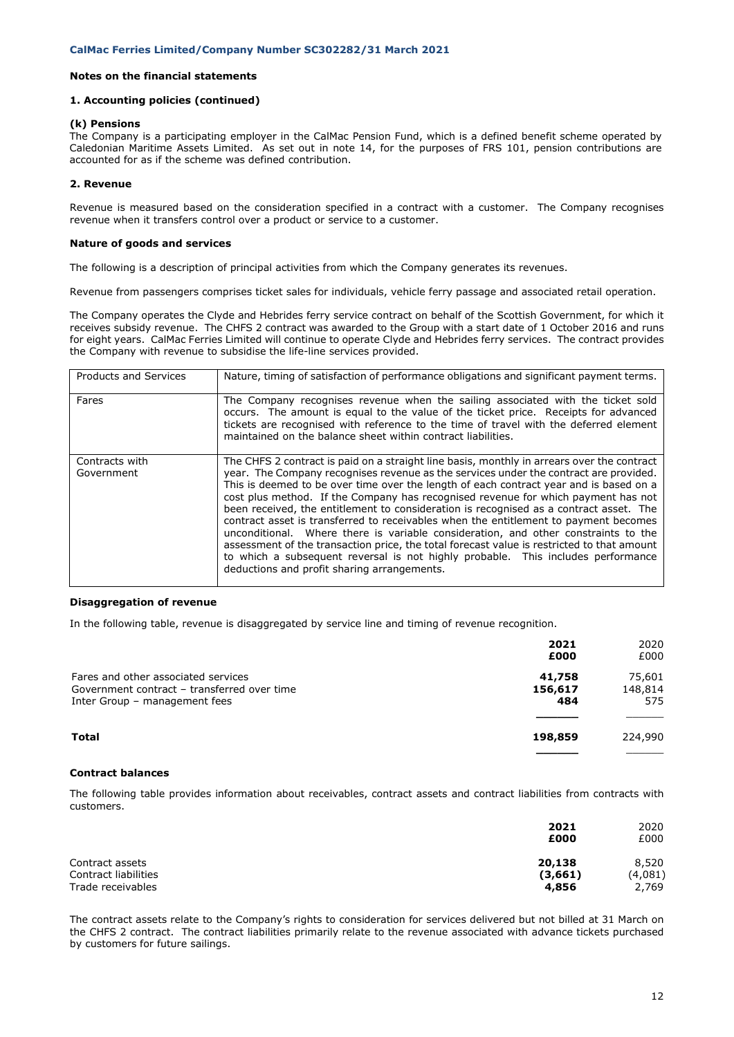## Notes on the financial statements

### 1. Accounting policies (continued)

#### (k) Pensions

The Company is a participating employer in the CalMac Pension Fund, which is a defined benefit scheme operated by Caledonian Maritime Assets Limited. As set out in note 14, for the purposes of FRS 101, pension contributions are accounted for as if the scheme was defined contribution.

### 2. Revenue

Revenue is measured based on the consideration specified in a contract with a customer. The Company recognises revenue when it transfers control over a product or service to a customer.

**Nature of goods and services**

The following is a description of principal activities from which the Company generates its revenues.

Revenue from passengers comprises ticket sales for individuals, vehicle ferry passage and associated retail operation.

The Company operates the Clyde and Hebrides ferry service contract on behalf of the Scottish Government, for which it receives subsidy revenue. The CHFS 2 contract was awarded to the Group with a start date of 1 October 2016 and runs for eight years. CalMac Ferries Limited will continue to operate Clyde and Hebrides ferry services. The contract provides the Company with revenue to subsidise the life-line services provided.

| Products and Services | Nature, timing of satisfaction of performance obligations and significant payment terms. |
|---|---|
| Fares | The Company recognises revenue when the sailing associated with the ticket sold occurs. The amount is equal to the value of the ticket price. Receipts for advanced tickets are recognised with reference to the time of travel with the deferred element maintained on the balance sheet within contract liabilities. |
| Contracts with Government | The CHFS 2 contract is paid on a straight line basis, monthly in arrears over the contract year. The Company recognises revenue as the services under the contract are provided. This is deemed to be over time over the length of each contract year and is based on a cost plus method. If the Company has recognised revenue for which payment has not been received, the entitlement to consideration is recognised as a contract asset. The contract asset is transferred to receivables when the entitlement to payment becomes unconditional. Where there is variable consideration, and other constraints to the assessment of the transaction price, the total forecast value is restricted to that amount to which a subsequent reversal is not highly probable. This includes performance deductions and profit sharing arrangements. |

**Disaggregation of revenue**

In the following table, revenue is disaggregated by service line and timing of revenue recognition.

| | **2021** | 2020 |
|---|---|---|
| | **£000** | £000 |
| Fares and other associated services | **41,758** | 75,601 |
| Government contract – transferred over time | **156,617** | 148,814 |
| Inter Group – management fees | **484** | 575 |
| **Total** | **198,859** | 224,990 |

**Contract balances**

The following table provides information about receivables, contract assets and contract liabilities from contracts with customers.

| | **2021** | 2020 |
|---|---|---|
| | **£000** | £000 |
| Contract assets | **20,138** | 8,520 |
| Contract liabilities | **(3,661)** | (4,081) |
| Trade receivables | **4,856** | 2,769 |

The contract assets relate to the Company's rights to consideration for services delivered but not billed at 31 March on the CHFS 2 contract. The contract liabilities primarily relate to the revenue associated with advance tickets purchased by customers for future sailings.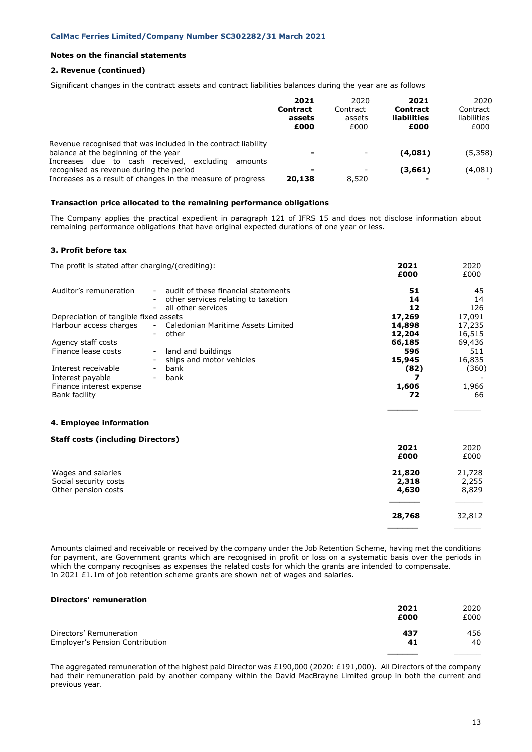### Notes on the financial statements

### 2. Revenue (continued)

Significant changes in the contract assets and contract liabilities balances during the year are as follows

| | **2021 Contract assets £000** | 2020 Contract assets £000 | **2021 Contract liabilities £000** | 2020 Contract liabilities £000 |
|---|---|---|---|---|
| Revenue recognised that was included in the contract liability balance at the beginning of the year | **-** | - | **(4,081)** | (5,358) |
| Increases due to cash received, excluding amounts recognised as revenue during the period | **-** | - | **(3,661)** | (4,081) |
| Increases as a result of changes in the measure of progress | **20,138** | 8,520 | **-** | - |

**Transaction price allocated to the remaining performance obligations**

The Company applies the practical expedient in paragraph 121 of IFRS 15 and does not disclose information about remaining performance obligations that have original expected durations of one year or less.

### 3. Profit before tax

| The profit is stated after charging/(crediting): | | **2021 £000** | 2020 £000 |
|---|---|---|---|
| Auditor's remuneration | - audit of these financial statements | **51** | 45 |
| | - other services relating to taxation | **14** | 14 |
| | - all other services | **12** | 126 |
| Depreciation of tangible fixed assets | | **17,269** | 17,091 |
| Harbour access charges | - Caledonian Maritime Assets Limited | **14,898** | 17,235 |
| | - other | **12,204** | 16,515 |
| Agency staff costs | | **66,185** | 69,436 |
| Finance lease costs | - land and buildings | **596** | 511 |
| | - ships and motor vehicles | **15,945** | 16,835 |
| Interest receivable | - bank | **(82)** | (360) |
| Interest payable | - bank | **7** | - |
| Finance interest expense | | **1,606** | 1,966 |
| Bank facility | | **72** | 66 |

### 4. Employee information

**Staff costs (including Directors)**

| | **2021 £000** | 2020 £000 |
|---|---|---|
| Wages and salaries | **21,820** | 21,728 |
| Social security costs | **2,318** | 2,255 |
| Other pension costs | **4,630** | 8,829 |
| | **28,768** | 32,812 |

Amounts claimed and receivable or received by the company under the Job Retention Scheme, having met the conditions for payment, are Government grants which are recognised in profit or loss on a systematic basis over the periods in which the company recognises as expenses the related costs for which the grants are intended to compensate.
In 2021 £1.1m of job retention scheme grants are shown net of wages and salaries.

**Directors' remuneration**

| | **2021 £000** | 2020 £000 |
|---|---|---|
| Directors' Remuneration | **437** | 456 |
| Employer's Pension Contribution | **41** | 40 |

The aggregated remuneration of the highest paid Director was £190,000 (2020: £191,000). All Directors of the company had their remuneration paid by another company within the David MacBrayne Limited group in both the current and previous year.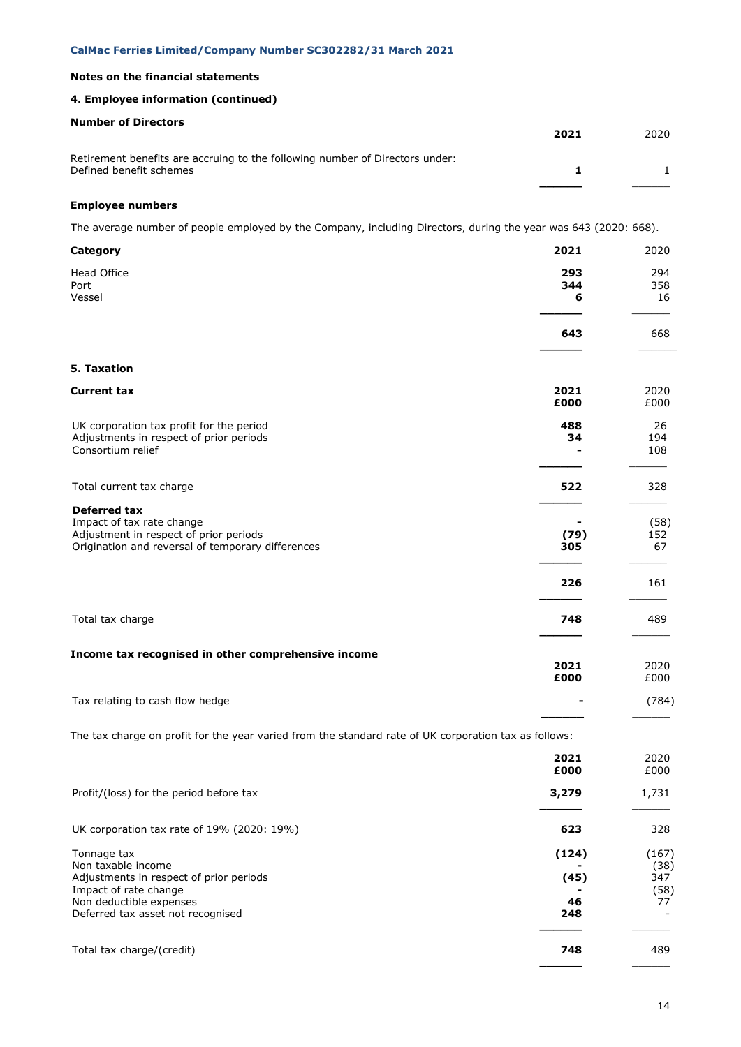## Notes on the financial statements

### 4. Employee information (continued)

**Number of Directors**

| | 2021 | 2020 |
|---|---|---|
| Retirement benefits are accruing to the following number of Directors under: | | |
| Defined benefit schemes | **1** | 1 |

**Employee numbers**

The average number of people employed by the Company, including Directors, during the year was 643 (2020: 668).

| Category | 2021 | 2020 |
|---|---|---|
| Head Office | **293** | 294 |
| Port | **344** | 358 |
| Vessel | **6** | 16 |
| | **643** | 668 |

### 5. Taxation

| Current tax | 2021 £000 | 2020 £000 |
|---|---|---|
| UK corporation tax profit for the period | **488** | 26 |
| Adjustments in respect of prior periods | **34** | 194 |
| Consortium relief | **-** | 108 |
| Total current tax charge | **522** | 328 |
| **Deferred tax** | | |
| Impact of tax rate change | **-** | (58) |
| Adjustment in respect of prior periods | **(79)** | 152 |
| Origination and reversal of temporary differences | **305** | 67 |
| | **226** | 161 |
| Total tax charge | **748** | 489 |

**Income tax recognised in other comprehensive income**

| | 2021 £000 | 2020 £000 |
|---|---|---|
| Tax relating to cash flow hedge | **-** | (784) |

The tax charge on profit for the year varied from the standard rate of UK corporation tax as follows:

| | 2021 £000 | 2020 £000 |
|---|---|---|
| Profit/(loss) for the period before tax | **3,279** | 1,731 |
| UK corporation tax rate of 19% (2020: 19%) | **623** | 328 |
| Tonnage tax | **(124)** | (167) |
| Non taxable income | **-** | (38) |
| Adjustments in respect of prior periods | **(45)** | 347 |
| Impact of rate change | **-** | (58) |
| Non deductible expenses | **46** | 77 |
| Deferred tax asset not recognised | **248** | - |
| Total tax charge/(credit) | **748** | 489 |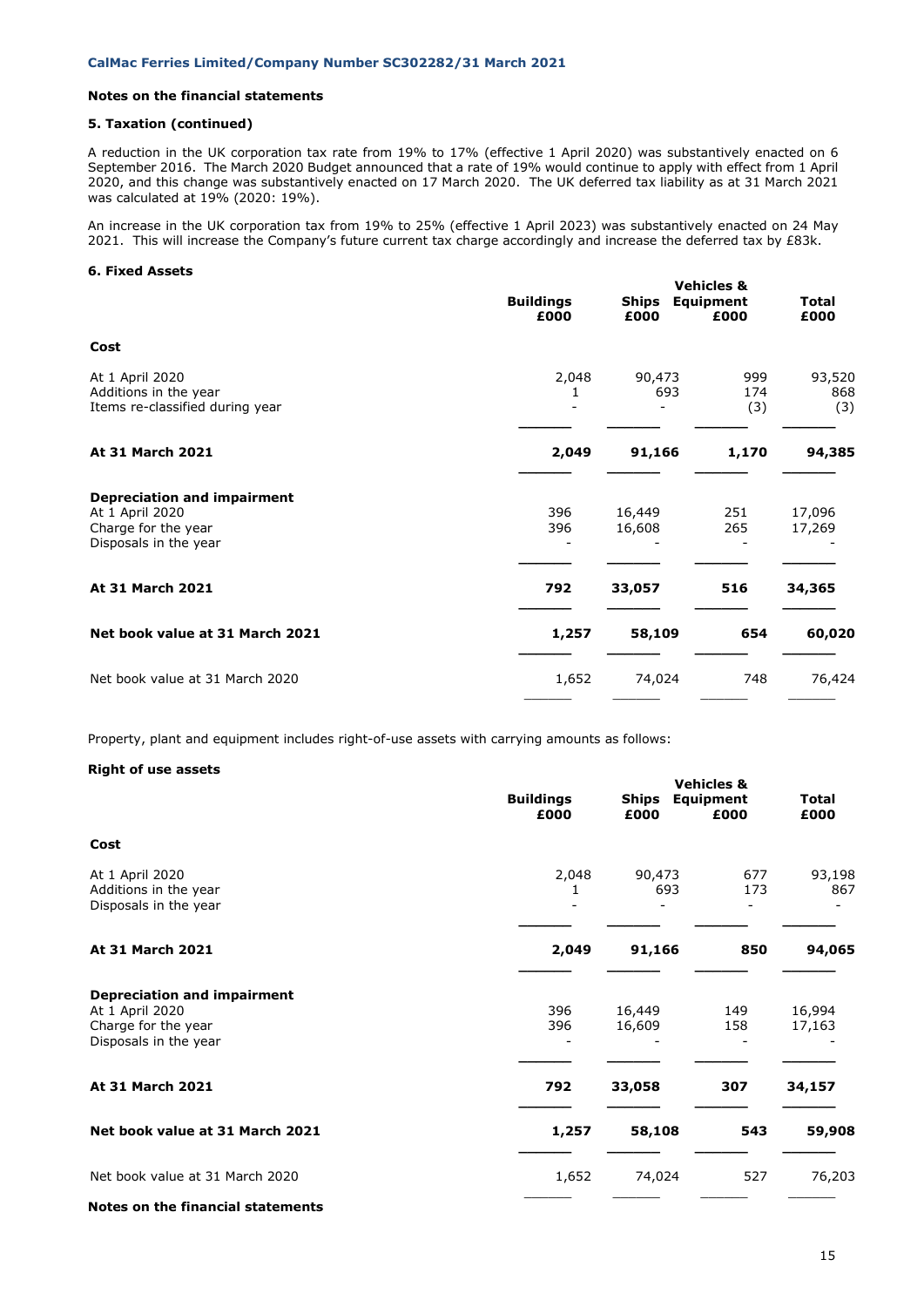**Notes on the financial statements**

**5. Taxation (continued)**

A reduction in the UK corporation tax rate from 19% to 17% (effective 1 April 2020) was substantively enacted on 6 September 2016. The March 2020 Budget announced that a rate of 19% would continue to apply with effect from 1 April 2020, and this change was substantively enacted on 17 March 2020. The UK deferred tax liability as at 31 March 2021 was calculated at 19% (2020: 19%).

An increase in the UK corporation tax from 19% to 25% (effective 1 April 2023) was substantively enacted on 24 May 2021. This will increase the Company's future current tax charge accordingly and increase the deferred tax by £83k.

**6. Fixed Assets**

| | Buildings £000 | Ships £000 | Vehicles & Equipment £000 | Total £000 |
|---|---|---|---|---|
| **Cost** | | | | |
| At 1 April 2020 | 2,048 | 90,473 | 999 | 93,520 |
| Additions in the year | 1 | 693 | 174 | 868 |
| Items re-classified during year | - | - | (3) | (3) |
| **At 31 March 2021** | **2,049** | **91,166** | **1,170** | **94,385** |
| **Depreciation and impairment** | | | | |
| At 1 April 2020 | 396 | 16,449 | 251 | 17,096 |
| Charge for the year | 396 | 16,608 | 265 | 17,269 |
| Disposals in the year | - | - | - | - |
| **At 31 March 2021** | **792** | **33,057** | **516** | **34,365** |
| **Net book value at 31 March 2021** | **1,257** | **58,109** | **654** | **60,020** |
| Net book value at 31 March 2020 | 1,652 | 74,024 | 748 | 76,424 |

Property, plant and equipment includes right-of-use assets with carrying amounts as follows:

**Right of use assets**

| | Buildings £000 | Ships £000 | Vehicles & Equipment £000 | Total £000 |
|---|---|---|---|---|
| **Cost** | | | | |
| At 1 April 2020 | 2,048 | 90,473 | 677 | 93,198 |
| Additions in the year | 1 | 693 | 173 | 867 |
| Disposals in the year | - | - | - | - |
| **At 31 March 2021** | **2,049** | **91,166** | **850** | **94,065** |
| **Depreciation and impairment** | | | | |
| At 1 April 2020 | 396 | 16,449 | 149 | 16,994 |
| Charge for the year | 396 | 16,609 | 158 | 17,163 |
| Disposals in the year | - | - | - | - |
| **At 31 March 2021** | **792** | **33,058** | **307** | **34,157** |
| **Net book value at 31 March 2021** | **1,257** | **58,108** | **543** | **59,908** |
| Net book value at 31 March 2020 | 1,652 | 74,024 | 527 | 76,203 |

**Notes on the financial statements**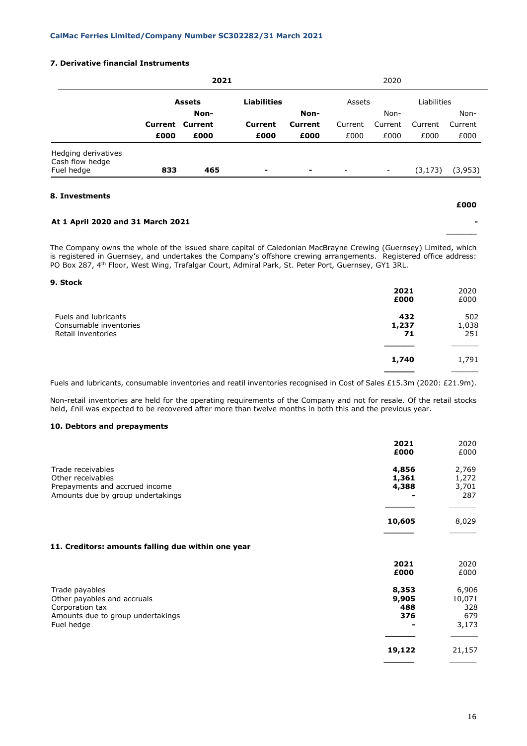CalMac Ferries Limited/Company Number SC302282/31 March 2021

### 7. Derivative financial Instruments

| | **2021** | | | | 2020 | | | |
|---|---|---|---|---|---|---|---|---|
| | **Assets** | | **Liabilities** | | Assets | | Liabilities | |
| | **Current** | **Non-Current** | **Current** | **Non-Current** | Current | Non-Current | Current | Non-Current |
| | **£000** | **£000** | **£000** | **£000** | £000 | £000 | £000 | £000 |
| Hedging derivatives | | | | | | | | |
| Cash flow hedge | | | | | | | | |
| Fuel hedge | **833** | **465** | **-** | **-** | - | - | (3,173) | (3,953) |

### 8. Investments

| | **£000** |
|---|---|
| **At 1 April 2020 and 31 March 2021** | **-** |

The Company owns the whole of the issued share capital of Caledonian MacBrayne Crewing (Guernsey) Limited, which is registered in Guernsey, and undertakes the Company's offshore crewing arrangements. Registered office address: PO Box 287, 4th Floor, West Wing, Trafalgar Court, Admiral Park, St. Peter Port, Guernsey, GY1 3RL.

### 9. Stock

| | **2021** | 2020 |
|---|---|---|
| | **£000** | £000 |
| Fuels and lubricants | **432** | 502 |
| Consumable inventories | **1,237** | 1,038 |
| Retail inventories | **71** | 251 |
| | **1,740** | 1,791 |

Fuels and lubricants, consumable inventories and reatil inventories recognised in Cost of Sales £15.3m (2020: £21.9m).

Non-retail inventories are held for the operating requirements of the Company and not for resale. Of the retail stocks held, £nil was expected to be recovered after more than twelve months in both this and the previous year.

### 10. Debtors and prepayments

| | **2021** | 2020 |
|---|---|---|
| | **£000** | £000 |
| Trade receivables | **4,856** | 2,769 |
| Other receivables | **1,361** | 1,272 |
| Prepayments and accrued income | **4,388** | 3,701 |
| Amounts due by group undertakings | **-** | 287 |
| | **10,605** | 8,029 |

### 11. Creditors: amounts falling due within one year

| | **2021** | 2020 |
|---|---|---|
| | **£000** | £000 |
| Trade payables | **8,353** | 6,906 |
| Other payables and accruals | **9,905** | 10,071 |
| Corporation tax | **488** | 328 |
| Amounts due to group undertakings | **376** | 679 |
| Fuel hedge | **-** | 3,173 |
| | **19,122** | 21,157 |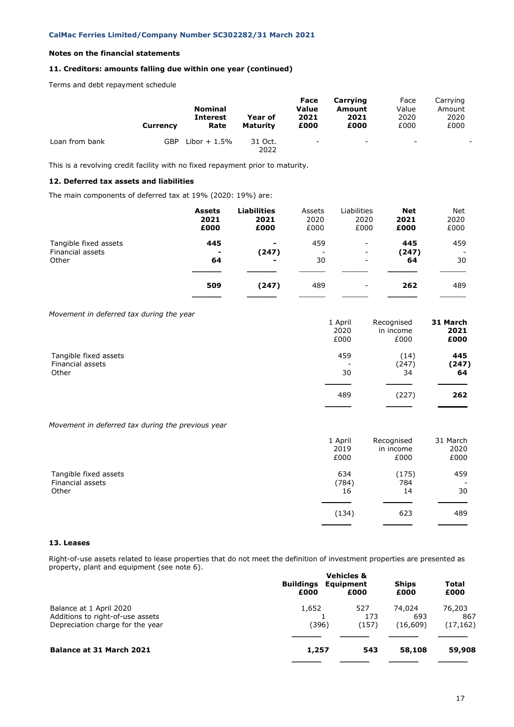CalMac Ferries Limited/Company Number SC302282/31 March 2021

**Notes on the financial statements**

**11. Creditors: amounts falling due within one year (continued)**

Terms and debt repayment schedule

| | Currency | Nominal Interest Rate | Year of Maturity | Face Value 2021 £000 | Carrying Amount 2021 £000 | Face Value 2020 £000 | Carrying Amount 2020 £000 |
|---|---|---|---|---|---|---|---|
| Loan from bank | GBP | Libor + 1.5% | 31 Oct. 2022 | - | - | - | - |

This is a revolving credit facility with no fixed repayment prior to maturity.

**12. Deferred tax assets and liabilities**

The main components of deferred tax at 19% (2020: 19%) are:

| | Assets 2021 £000 | Liabilities 2021 £000 | Assets 2020 £000 | Liabilities 2020 £000 | Net 2021 £000 | Net 2020 £000 |
|---|---|---|---|---|---|---|
| Tangible fixed assets | 445 | - | 459 | - | 445 | 459 |
| Financial assets | - | (247) | - | - | (247) | - |
| Other | 64 | - | 30 | - | 64 | 30 |
| | 509 | (247) | 489 | - | 262 | 489 |

*Movement in deferred tax during the year*

| | 1 April 2020 £000 | Recognised in income £000 | 31 March 2021 £000 |
|---|---|---|---|
| Tangible fixed assets | 459 | (14) | 445 |
| Financial assets | - | (247) | (247) |
| Other | 30 | 34 | 64 |
| | 489 | (227) | 262 |

*Movement in deferred tax during the previous year*

| | 1 April 2019 £000 | Recognised in income £000 | 31 March 2020 £000 |
|---|---|---|---|
| Tangible fixed assets | 634 | (175) | 459 |
| Financial assets | (784) | 784 | - |
| Other | 16 | 14 | 30 |
| | (134) | 623 | 489 |

**13. Leases**

Right-of-use assets related to lease properties that do not meet the definition of investment properties are presented as property, plant and equipment (see note 6).

| | Buildings £000 | Vehicles & Equipment £000 | Ships £000 | Total £000 |
|---|---|---|---|---|
| Balance at 1 April 2020 | 1,652 | 527 | 74,024 | 76,203 |
| Additions to right-of-use assets | 1 | 173 | 693 | 867 |
| Depreciation charge for the year | (396) | (157) | (16,609) | (17,162) |
| **Balance at 31 March 2021** | **1,257** | **543** | **58,108** | **59,908** |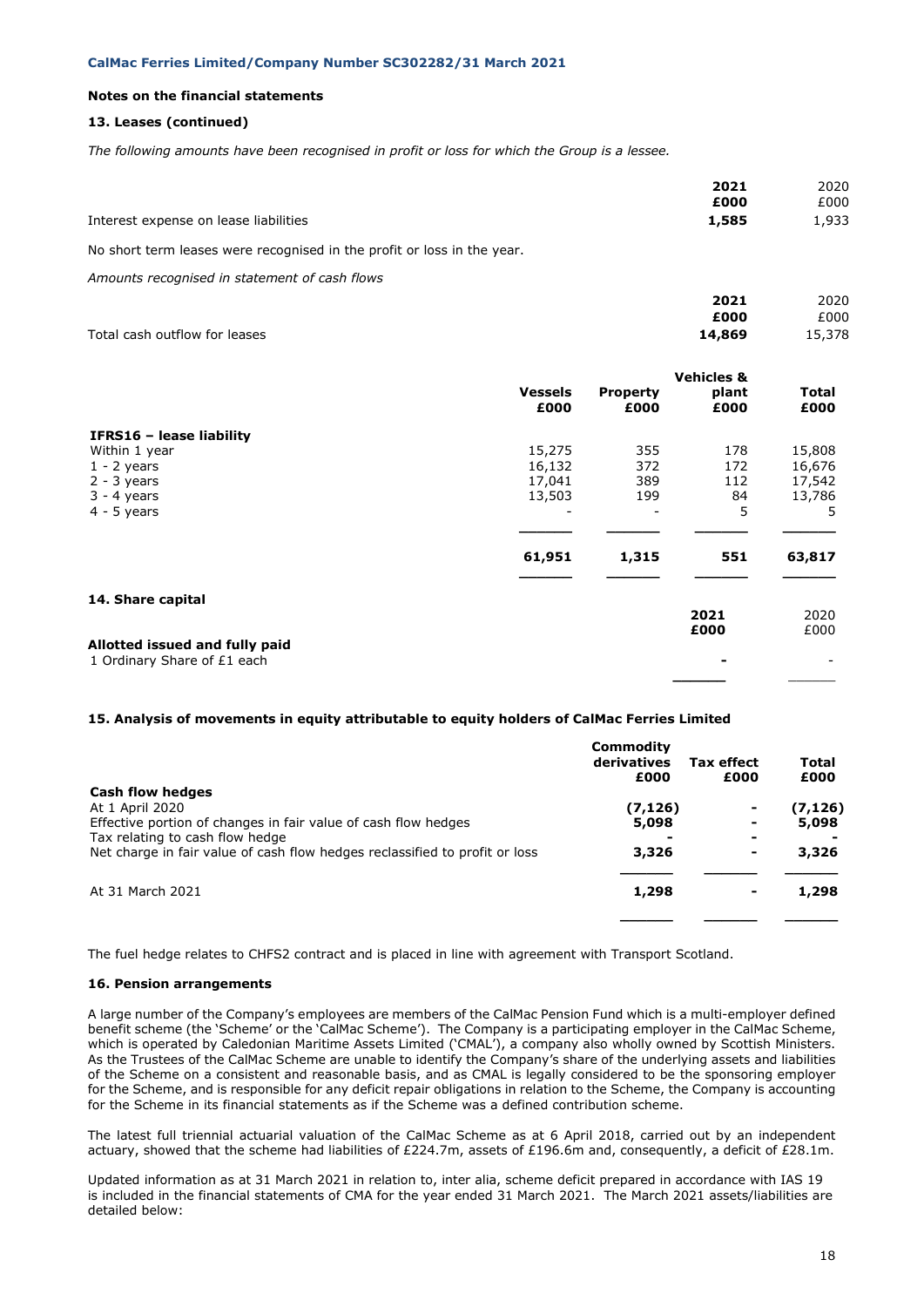## Notes on the financial statements

### 13. Leases (continued)

*The following amounts have been recognised in profit or loss for which the Group is a lessee.*

| | 2021 £000 | 2020 £000 |
|---|---|---|
| Interest expense on lease liabilities | **1,585** | 1,933 |

No short term leases were recognised in the profit or loss in the year.

*Amounts recognised in statement of cash flows*

| | 2021 £000 | 2020 £000 |
|---|---|---|
| Total cash outflow for leases | **14,869** | 15,378 |

| | Vessels £000 | Property £000 | Vehicles & plant £000 | Total £000 |
|---|---|---|---|---|
| **IFRS16 – lease liability** | | | | |
| Within 1 year | 15,275 | 355 | 178 | 15,808 |
| 1 - 2 years | 16,132 | 372 | 172 | 16,676 |
| 2 - 3 years | 17,041 | 389 | 112 | 17,542 |
| 3 - 4 years | 13,503 | 199 | 84 | 13,786 |
| 4 - 5 years | - | - | 5 | 5 |
| | **61,951** | **1,315** | **551** | **63,817** |

### 14. Share capital

| | 2021 £000 | 2020 £000 |
|---|---|---|
| **Allotted issued and fully paid** | | |
| 1 Ordinary Share of £1 each | **-** | - |

### 15. Analysis of movements in equity attributable to equity holders of CalMac Ferries Limited

| | Commodity derivatives £000 | Tax effect £000 | Total £000 |
|---|---|---|---|
| **Cash flow hedges** | | | |
| At 1 April 2020 | **(7,126)** | **-** | **(7,126)** |
| Effective portion of changes in fair value of cash flow hedges | **5,098** | **-** | **5,098** |
| Tax relating to cash flow hedge | **-** | **-** | **-** |
| Net charge in fair value of cash flow hedges reclassified to profit or loss | **3,326** | **-** | **3,326** |
| At 31 March 2021 | **1,298** | **-** | **1,298** |

The fuel hedge relates to CHFS2 contract and is placed in line with agreement with Transport Scotland.

### 16. Pension arrangements

A large number of the Company's employees are members of the CalMac Pension Fund which is a multi-employer defined benefit scheme (the 'Scheme' or the 'CalMac Scheme'). The Company is a participating employer in the CalMac Scheme, which is operated by Caledonian Maritime Assets Limited ('CMAL'), a company also wholly owned by Scottish Ministers. As the Trustees of the CalMac Scheme are unable to identify the Company's share of the underlying assets and liabilities of the Scheme on a consistent and reasonable basis, and as CMAL is legally considered to be the sponsoring employer for the Scheme, and is responsible for any deficit repair obligations in relation to the Scheme, the Company is accounting for the Scheme in its financial statements as if the Scheme was a defined contribution scheme.

The latest full triennial actuarial valuation of the CalMac Scheme as at 6 April 2018, carried out by an independent actuary, showed that the scheme had liabilities of £224.7m, assets of £196.6m and, consequently, a deficit of £28.1m.

Updated information as at 31 March 2021 in relation to, inter alia, scheme deficit prepared in accordance with IAS 19 is included in the financial statements of CMA for the year ended 31 March 2021. The March 2021 assets/liabilities are detailed below: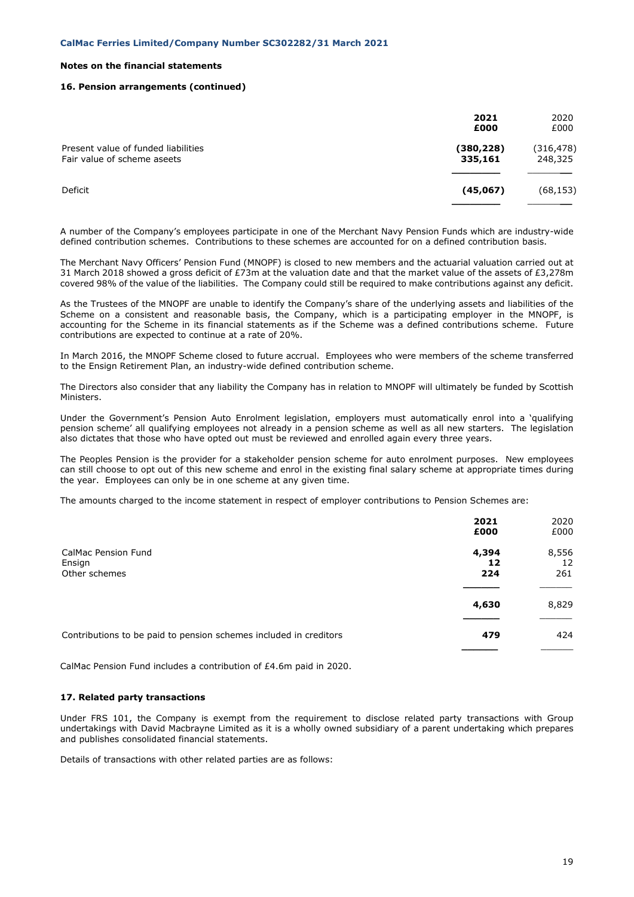**Notes on the financial statements**

**16. Pension arrangements (continued)**

| | **2021** **£000** | 2020 £000 |
|---|---|---|
| Present value of funded liabilities | **(380,228)** | (316,478) |
| Fair value of scheme aseets | **335,161** | 248,325 |
| Deficit | **(45,067)** | (68,153) |

A number of the Company's employees participate in one of the Merchant Navy Pension Funds which are industry-wide defined contribution schemes. Contributions to these schemes are accounted for on a defined contribution basis.

The Merchant Navy Officers' Pension Fund (MNOPF) is closed to new members and the actuarial valuation carried out at 31 March 2018 showed a gross deficit of £73m at the valuation date and that the market value of the assets of £3,278m covered 98% of the value of the liabilities. The Company could still be required to make contributions against any deficit.

As the Trustees of the MNOPF are unable to identify the Company's share of the underlying assets and liabilities of the Scheme on a consistent and reasonable basis, the Company, which is a participating employer in the MNOPF, is accounting for the Scheme in its financial statements as if the Scheme was a defined contributions scheme. Future contributions are expected to continue at a rate of 20%.

In March 2016, the MNOPF Scheme closed to future accrual. Employees who were members of the scheme transferred to the Ensign Retirement Plan, an industry-wide defined contribution scheme.

The Directors also consider that any liability the Company has in relation to MNOPF will ultimately be funded by Scottish Ministers.

Under the Government's Pension Auto Enrolment legislation, employers must automatically enrol into a 'qualifying pension scheme' all qualifying employees not already in a pension scheme as well as all new starters. The legislation also dictates that those who have opted out must be reviewed and enrolled again every three years.

The Peoples Pension is the provider for a stakeholder pension scheme for auto enrolment purposes. New employees can still choose to opt out of this new scheme and enrol in the existing final salary scheme at appropriate times during the year. Employees can only be in one scheme at any given time.

The amounts charged to the income statement in respect of employer contributions to Pension Schemes are:

| | **2021** **£000** | 2020 £000 |
|---|---|---|
| CalMac Pension Fund | **4,394** | 8,556 |
| Ensign | **12** | 12 |
| Other schemes | **224** | 261 |
| | **4,630** | 8,829 |
| Contributions to be paid to pension schemes included in creditors | **479** | 424 |

CalMac Pension Fund includes a contribution of £4.6m paid in 2020.

**17. Related party transactions**

Under FRS 101, the Company is exempt from the requirement to disclose related party transactions with Group undertakings with David Macbrayne Limited as it is a wholly owned subsidiary of a parent undertaking which prepares and publishes consolidated financial statements.

Details of transactions with other related parties are as follows: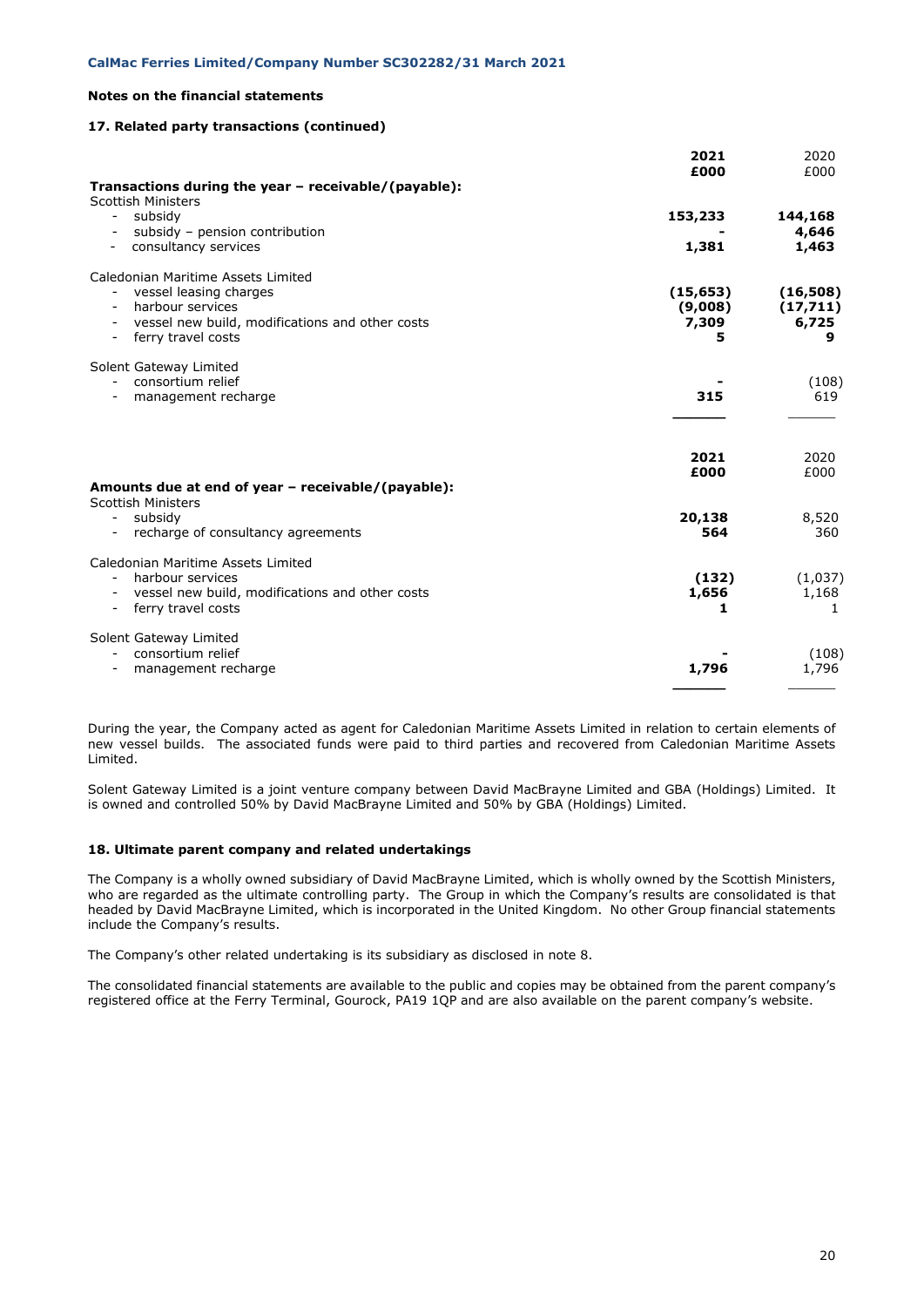**Notes on the financial statements**

**17. Related party transactions (continued)**

| | 2021 £000 | 2020 £000 |
|---|---|---|
| **Transactions during the year – receivable/(payable):** | | |
| Scottish Ministers | | |
| - subsidy | **153,233** | **144,168** |
| - subsidy – pension contribution | **-** | **4,646** |
| - consultancy services | **1,381** | **1,463** |
| Caledonian Maritime Assets Limited | | |
| - vessel leasing charges | **(15,653)** | **(16,508)** |
| - harbour services | **(9,008)** | **(17,711)** |
| - vessel new build, modifications and other costs | **7,309** | **6,725** |
| - ferry travel costs | **5** | **9** |
| Solent Gateway Limited | | |
| - consortium relief | **-** | (108) |
| - management recharge | **315** | 619 |

| | 2021 £000 | 2020 £000 |
|---|---|---|
| **Amounts due at end of year – receivable/(payable):** | | |
| Scottish Ministers | | |
| - subsidy | **20,138** | 8,520 |
| - recharge of consultancy agreements | **564** | 360 |
| Caledonian Maritime Assets Limited | | |
| - harbour services | **(132)** | (1,037) |
| - vessel new build, modifications and other costs | **1,656** | 1,168 |
| - ferry travel costs | **1** | 1 |
| Solent Gateway Limited | | |
| - consortium relief | **-** | (108) |
| - management recharge | **1,796** | 1,796 |

During the year, the Company acted as agent for Caledonian Maritime Assets Limited in relation to certain elements of new vessel builds. The associated funds were paid to third parties and recovered from Caledonian Maritime Assets Limited.

Solent Gateway Limited is a joint venture company between David MacBrayne Limited and GBA (Holdings) Limited. It is owned and controlled 50% by David MacBrayne Limited and 50% by GBA (Holdings) Limited.

**18. Ultimate parent company and related undertakings**

The Company is a wholly owned subsidiary of David MacBrayne Limited, which is wholly owned by the Scottish Ministers, who are regarded as the ultimate controlling party. The Group in which the Company's results are consolidated is that headed by David MacBrayne Limited, which is incorporated in the United Kingdom. No other Group financial statements include the Company's results.

The Company's other related undertaking is its subsidiary as disclosed in note 8.

The consolidated financial statements are available to the public and copies may be obtained from the parent company's registered office at the Ferry Terminal, Gourock, PA19 1QP and are also available on the parent company's website.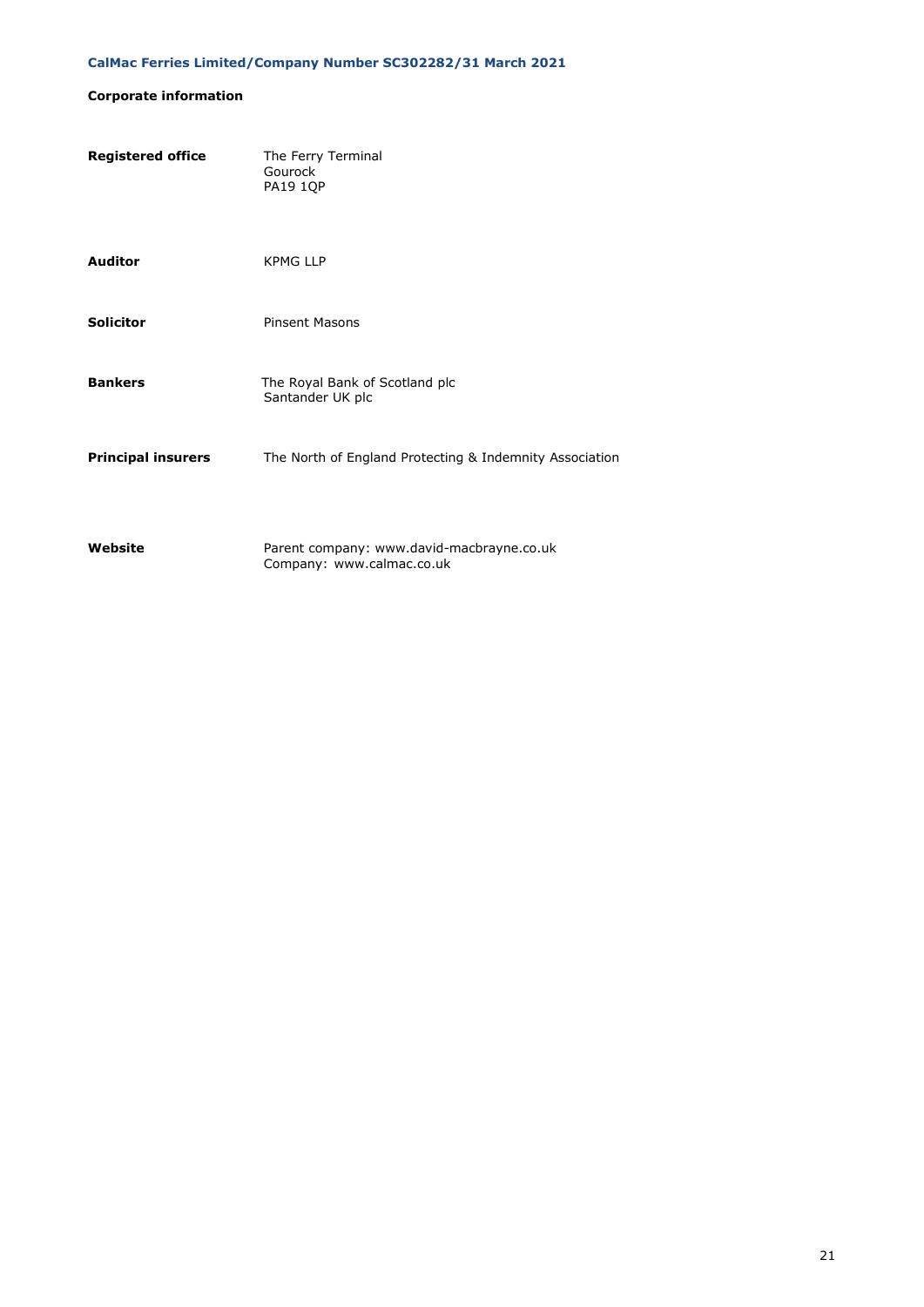**Corporate information**

| | |
|---|---|
| **Registered office** | The Ferry Terminal<br>Gourock<br>PA19 1QP |
| **Auditor** | KPMG LLP |
| **Solicitor** | Pinsent Masons |
| **Bankers** | The Royal Bank of Scotland plc<br>Santander UK plc |
| **Principal insurers** | The North of England Protecting & Indemnity Association |
| **Website** | Parent company: www.david-macbrayne.co.uk<br>Company: www.calmac.co.uk |